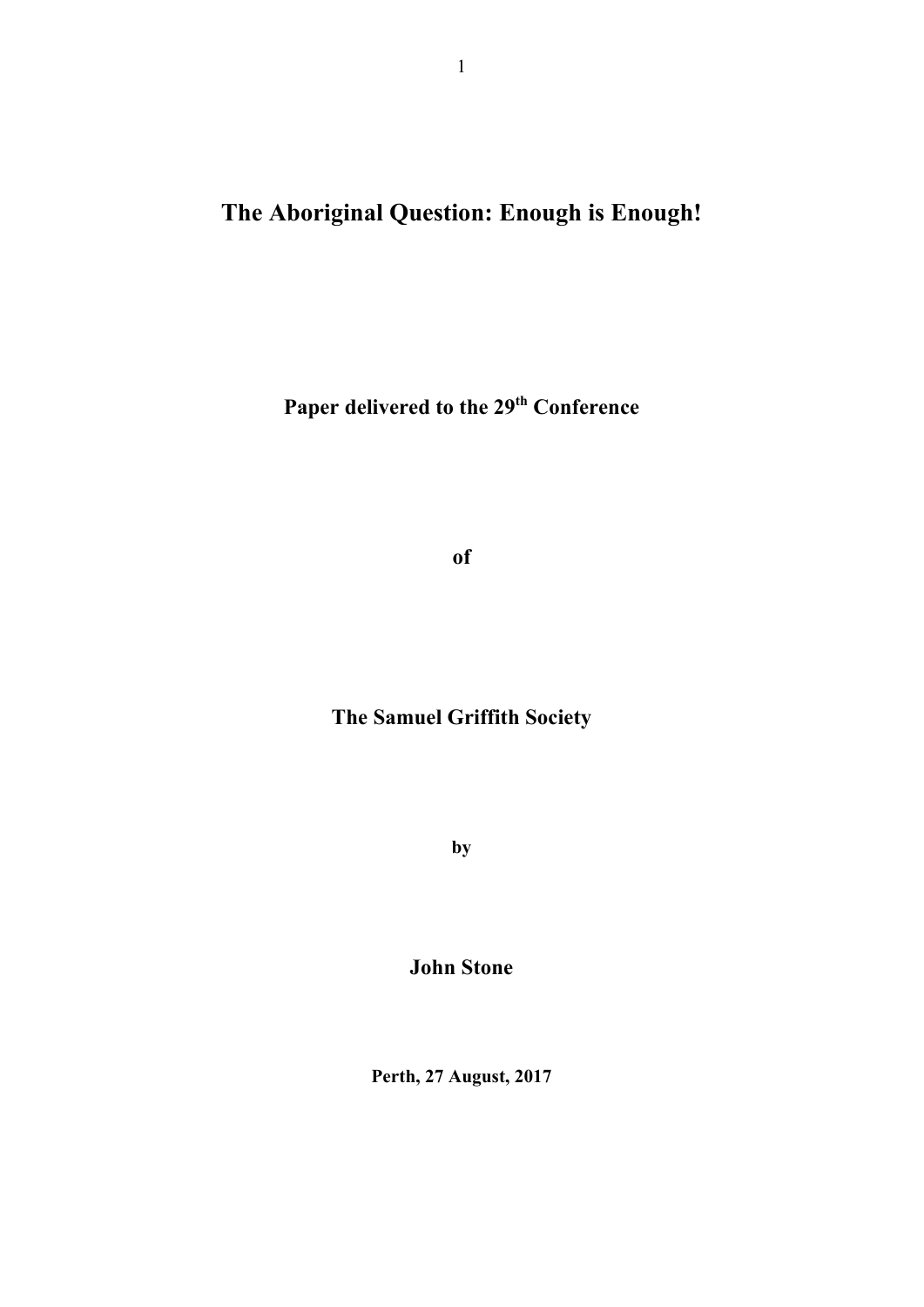# The Aboriginal Question: Enough is Enough!

**Paper delivered to the 29th Conference**

**of**

**The Samuel Griffith Society**

**by**

**John Stone**

**Perth, 27 August, 2017**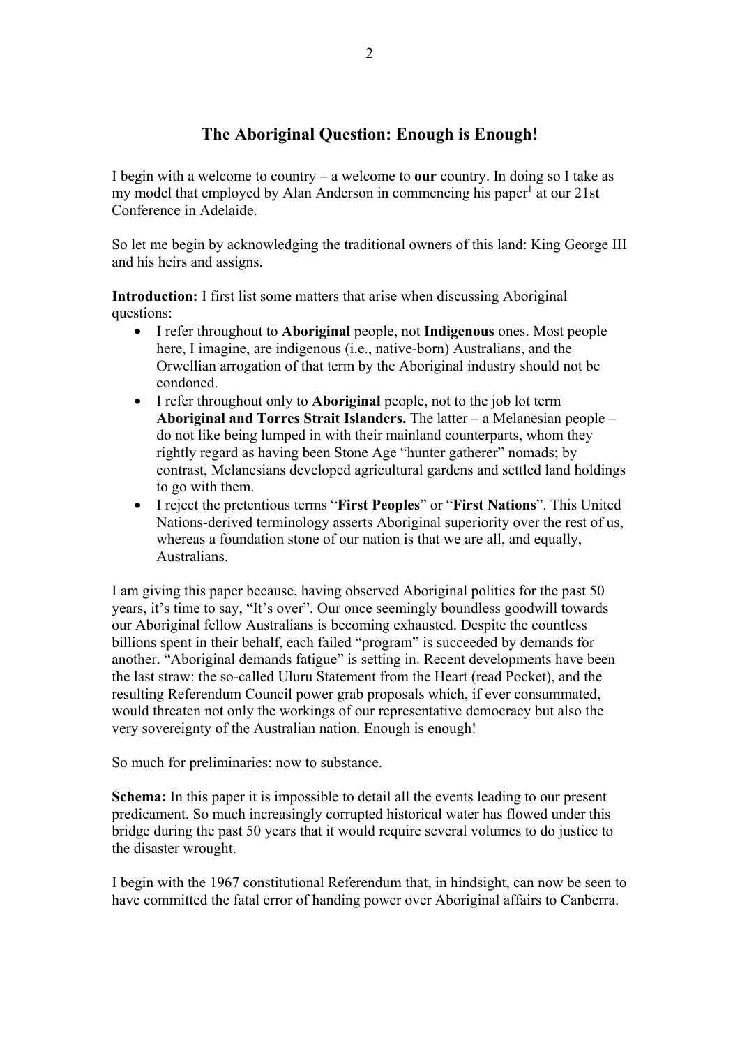# The Aboriginal Question: Enough is Enough!

I begin with a welcome to country – a welcome to **our** country. In doing so I take as my model that employed by Alan Anderson in commencing his paper[1] at our 21st Conference in Adelaide.

So let me begin by acknowledging the traditional owners of this land: King George III and his heirs and assigns.

**Introduction:** I first list some matters that arise when discussing Aboriginal questions:

- I refer throughout to **Aboriginal** people, not **Indigenous** ones. Most people here, I imagine, are indigenous (i.e., native-born) Australians, and the Orwellian arrogation of that term by the Aboriginal industry should not be condoned.
- I refer throughout only to **Aboriginal** people, not to the job lot term **Aboriginal and Torres Strait Islanders.** The latter – a Melanesian people – do not like being lumped in with their mainland counterparts, whom they rightly regard as having been Stone Age "hunter gatherer" nomads; by contrast, Melanesians developed agricultural gardens and settled land holdings to go with them.
- I reject the pretentious terms "**First Peoples**" or "**First Nations**". This United Nations-derived terminology asserts Aboriginal superiority over the rest of us, whereas a foundation stone of our nation is that we are all, and equally, Australians.

I am giving this paper because, having observed Aboriginal politics for the past 50 years, it's time to say, "It's over". Our once seemingly boundless goodwill towards our Aboriginal fellow Australians is becoming exhausted. Despite the countless billions spent in their behalf, each failed "program" is succeeded by demands for another. "Aboriginal demands fatigue" is setting in. Recent developments have been the last straw: the so-called Uluru Statement from the Heart (read Pocket), and the resulting Referendum Council power grab proposals which, if ever consummated, would threaten not only the workings of our representative democracy but also the very sovereignty of the Australian nation. Enough is enough!

So much for preliminaries: now to substance.

**Schema:** In this paper it is impossible to detail all the events leading to our present predicament. So much increasingly corrupted historical water has flowed under this bridge during the past 50 years that it would require several volumes to do justice to the disaster wrought.

I begin with the 1967 constitutional Referendum that, in hindsight, can now be seen to have committed the fatal error of handing power over Aboriginal affairs to Canberra.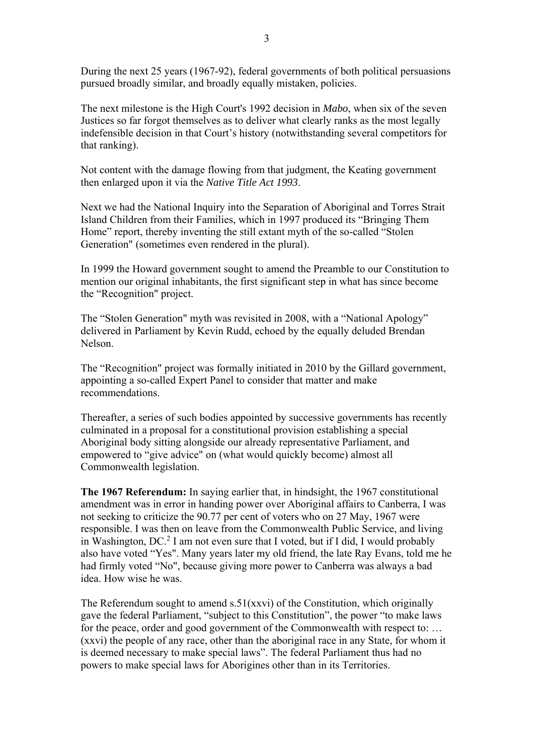During the next 25 years (1967-92), federal governments of both political persuasions pursued broadly similar, and broadly equally mistaken, policies.

The next milestone is the High Court's 1992 decision in *Mabo*, when six of the seven Justices so far forgot themselves as to deliver what clearly ranks as the most legally indefensible decision in that Court's history (notwithstanding several competitors for that ranking).

Not content with the damage flowing from that judgment, the Keating government then enlarged upon it via the *Native Title Act 1993*.

Next we had the National Inquiry into the Separation of Aboriginal and Torres Strait Island Children from their Families, which in 1997 produced its "Bringing Them Home" report, thereby inventing the still extant myth of the so-called "Stolen Generation" (sometimes even rendered in the plural).

In 1999 the Howard government sought to amend the Preamble to our Constitution to mention our original inhabitants, the first significant step in what has since become the "Recognition" project.

The "Stolen Generation" myth was revisited in 2008, with a "National Apology" delivered in Parliament by Kevin Rudd, echoed by the equally deluded Brendan Nelson.

The "Recognition" project was formally initiated in 2010 by the Gillard government, appointing a so-called Expert Panel to consider that matter and make recommendations.

Thereafter, a series of such bodies appointed by successive governments has recently culminated in a proposal for a constitutional provision establishing a special Aboriginal body sitting alongside our already representative Parliament, and empowered to "give advice" on (what would quickly become) almost all Commonwealth legislation.

**The 1967 Referendum:** In saying earlier that, in hindsight, the 1967 constitutional amendment was in error in handing power over Aboriginal affairs to Canberra, I was not seeking to criticize the 90.77 per cent of voters who on 27 May, 1967 were responsible. I was then on leave from the Commonwealth Public Service, and living in Washington, DC.[2] I am not even sure that I voted, but if I did, I would probably also have voted "Yes". Many years later my old friend, the late Ray Evans, told me he had firmly voted "No", because giving more power to Canberra was always a bad idea. How wise he was.

The Referendum sought to amend s.51(xxvi) of the Constitution, which originally gave the federal Parliament, "subject to this Constitution", the power "to make laws for the peace, order and good government of the Commonwealth with respect to: … (xxvi) the people of any race, other than the aboriginal race in any State, for whom it is deemed necessary to make special laws". The federal Parliament thus had no powers to make special laws for Aborigines other than in its Territories.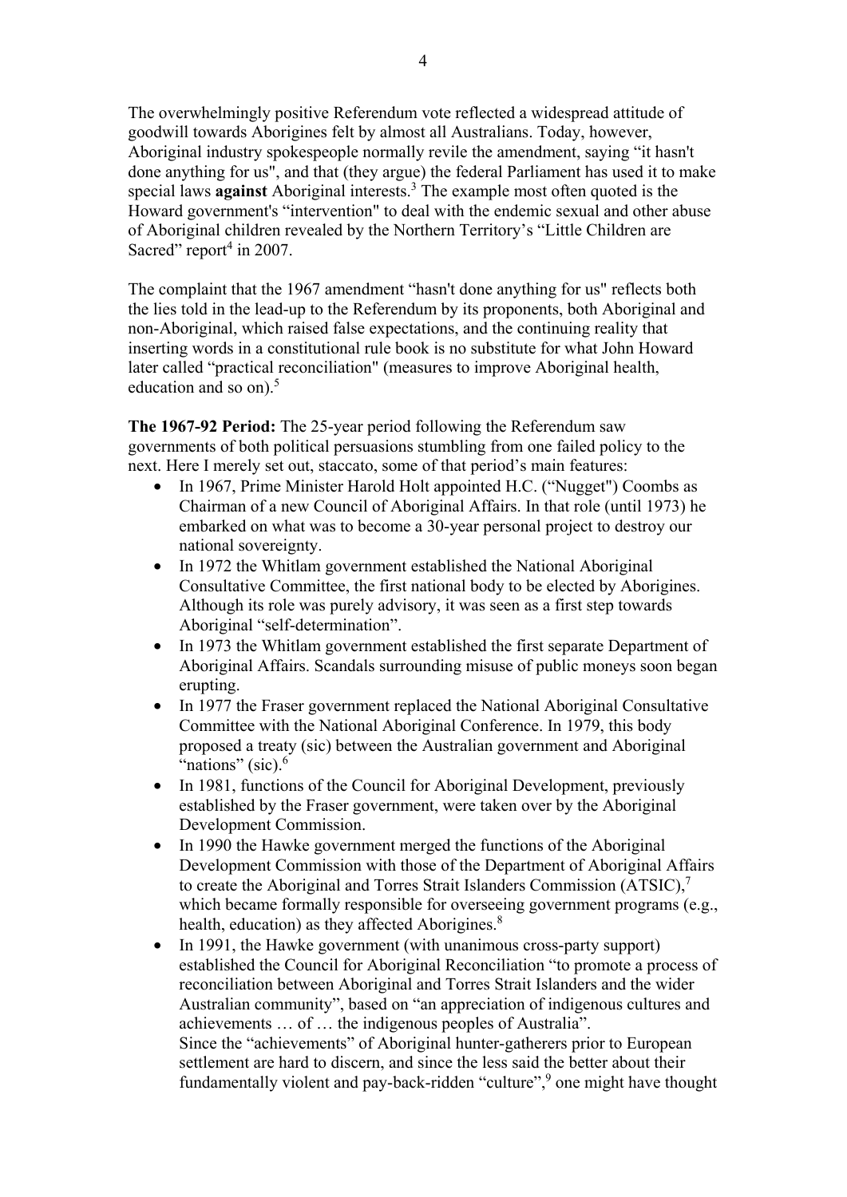The overwhelmingly positive Referendum vote reflected a widespread attitude of goodwill towards Aborigines felt by almost all Australians. Today, however, Aboriginal industry spokespeople normally revile the amendment, saying "it hasn't done anything for us", and that (they argue) the federal Parliament has used it to make special laws **against** Aboriginal interests.[3] The example most often quoted is the Howard government's "intervention" to deal with the endemic sexual and other abuse of Aboriginal children revealed by the Northern Territory's "Little Children are Sacred" report[4] in 2007.

The complaint that the 1967 amendment "hasn't done anything for us" reflects both the lies told in the lead-up to the Referendum by its proponents, both Aboriginal and non-Aboriginal, which raised false expectations, and the continuing reality that inserting words in a constitutional rule book is no substitute for what John Howard later called "practical reconciliation" (measures to improve Aboriginal health, education and so on).[5]

**The 1967-92 Period:** The 25-year period following the Referendum saw governments of both political persuasions stumbling from one failed policy to the next. Here I merely set out, staccato, some of that period's main features:

- In 1967, Prime Minister Harold Holt appointed H.C. ("Nugget") Coombs as Chairman of a new Council of Aboriginal Affairs. In that role (until 1973) he embarked on what was to become a 30-year personal project to destroy our national sovereignty.
- In 1972 the Whitlam government established the National Aboriginal Consultative Committee, the first national body to be elected by Aborigines. Although its role was purely advisory, it was seen as a first step towards Aboriginal "self-determination".
- In 1973 the Whitlam government established the first separate Department of Aboriginal Affairs. Scandals surrounding misuse of public moneys soon began erupting.
- In 1977 the Fraser government replaced the National Aboriginal Consultative Committee with the National Aboriginal Conference. In 1979, this body proposed a treaty (sic) between the Australian government and Aboriginal "nations" (sic).[6]
- In 1981, functions of the Council for Aboriginal Development, previously established by the Fraser government, were taken over by the Aboriginal Development Commission.
- In 1990 the Hawke government merged the functions of the Aboriginal Development Commission with those of the Department of Aboriginal Affairs to create the Aboriginal and Torres Strait Islanders Commission (ATSIC),[7] which became formally responsible for overseeing government programs (e.g., health, education) as they affected Aborigines.[8]
- In 1991, the Hawke government (with unanimous cross-party support) established the Council for Aboriginal Reconciliation "to promote a process of reconciliation between Aboriginal and Torres Strait Islanders and the wider Australian community", based on "an appreciation of indigenous cultures and achievements … of … the indigenous peoples of Australia".
  Since the "achievements" of Aboriginal hunter-gatherers prior to European settlement are hard to discern, and since the less said the better about their fundamentally violent and pay-back-ridden "culture",[9] one might have thought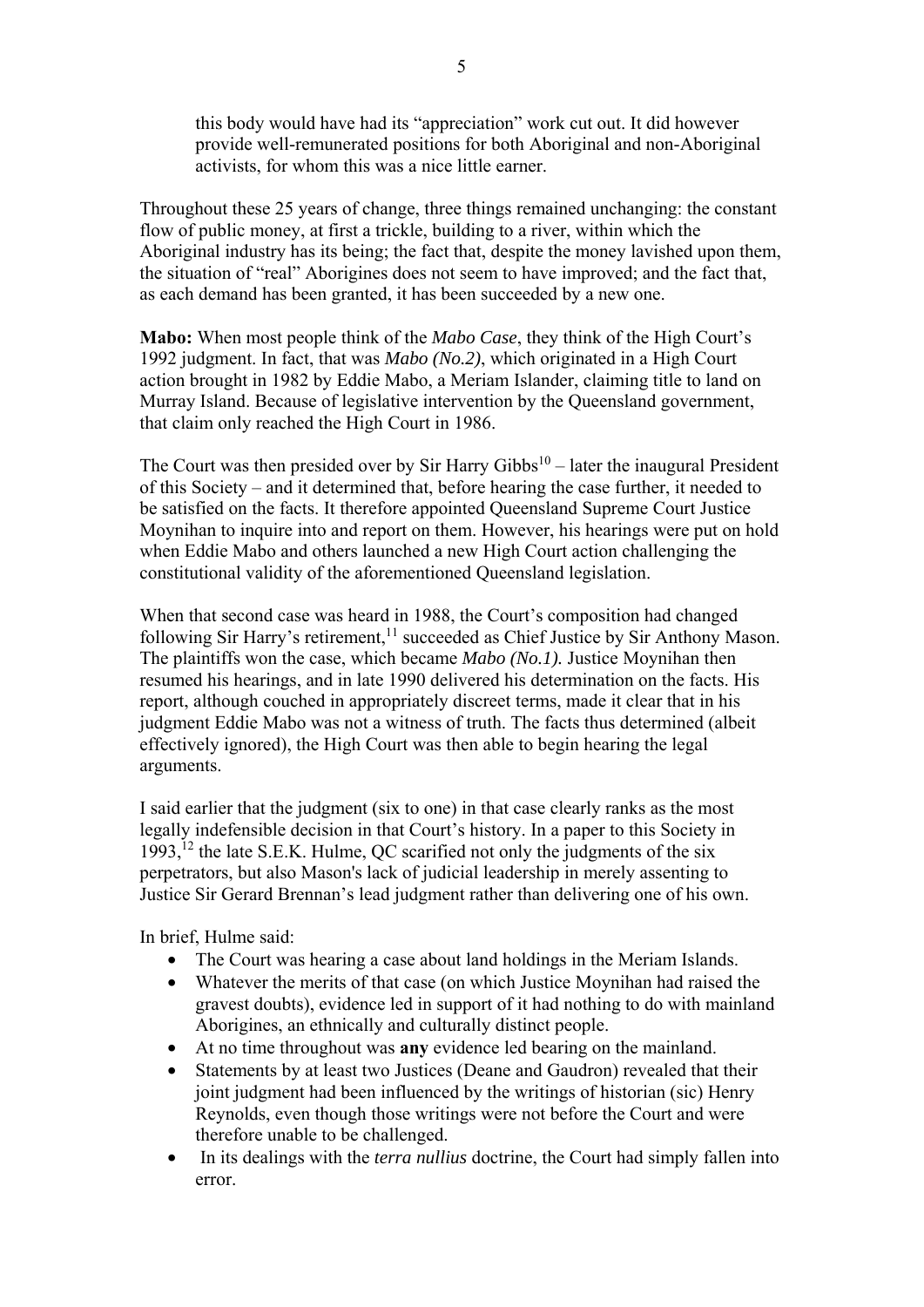this body would have had its "appreciation" work cut out. It did however provide well-remunerated positions for both Aboriginal and non-Aboriginal activists, for whom this was a nice little earner.

Throughout these 25 years of change, three things remained unchanging: the constant flow of public money, at first a trickle, building to a river, within which the Aboriginal industry has its being; the fact that, despite the money lavished upon them, the situation of "real" Aborigines does not seem to have improved; and the fact that, as each demand has been granted, it has been succeeded by a new one.

**Mabo:** When most people think of the *Mabo Case*, they think of the High Court's 1992 judgment. In fact, that was *Mabo (No.2)*, which originated in a High Court action brought in 1982 by Eddie Mabo, a Meriam Islander, claiming title to land on Murray Island. Because of legislative intervention by the Queensland government, that claim only reached the High Court in 1986.

The Court was then presided over by Sir Harry Gibbs[10] – later the inaugural President of this Society – and it determined that, before hearing the case further, it needed to be satisfied on the facts. It therefore appointed Queensland Supreme Court Justice Moynihan to inquire into and report on them. However, his hearings were put on hold when Eddie Mabo and others launched a new High Court action challenging the constitutional validity of the aforementioned Queensland legislation.

When that second case was heard in 1988, the Court's composition had changed following Sir Harry's retirement,[11] succeeded as Chief Justice by Sir Anthony Mason. The plaintiffs won the case, which became *Mabo (No.1).* Justice Moynihan then resumed his hearings, and in late 1990 delivered his determination on the facts. His report, although couched in appropriately discreet terms, made it clear that in his judgment Eddie Mabo was not a witness of truth. The facts thus determined (albeit effectively ignored), the High Court was then able to begin hearing the legal arguments.

I said earlier that the judgment (six to one) in that case clearly ranks as the most legally indefensible decision in that Court's history. In a paper to this Society in 1993,[12] the late S.E.K. Hulme, QC scarified not only the judgments of the six perpetrators, but also Mason's lack of judicial leadership in merely assenting to Justice Sir Gerard Brennan's lead judgment rather than delivering one of his own.

In brief, Hulme said:

- The Court was hearing a case about land holdings in the Meriam Islands.
- Whatever the merits of that case (on which Justice Moynihan had raised the gravest doubts), evidence led in support of it had nothing to do with mainland Aborigines, an ethnically and culturally distinct people.
- At no time throughout was **any** evidence led bearing on the mainland.
- Statements by at least two Justices (Deane and Gaudron) revealed that their joint judgment had been influenced by the writings of historian (sic) Henry Reynolds, even though those writings were not before the Court and were therefore unable to be challenged.
- In its dealings with the *terra nullius* doctrine, the Court had simply fallen into error.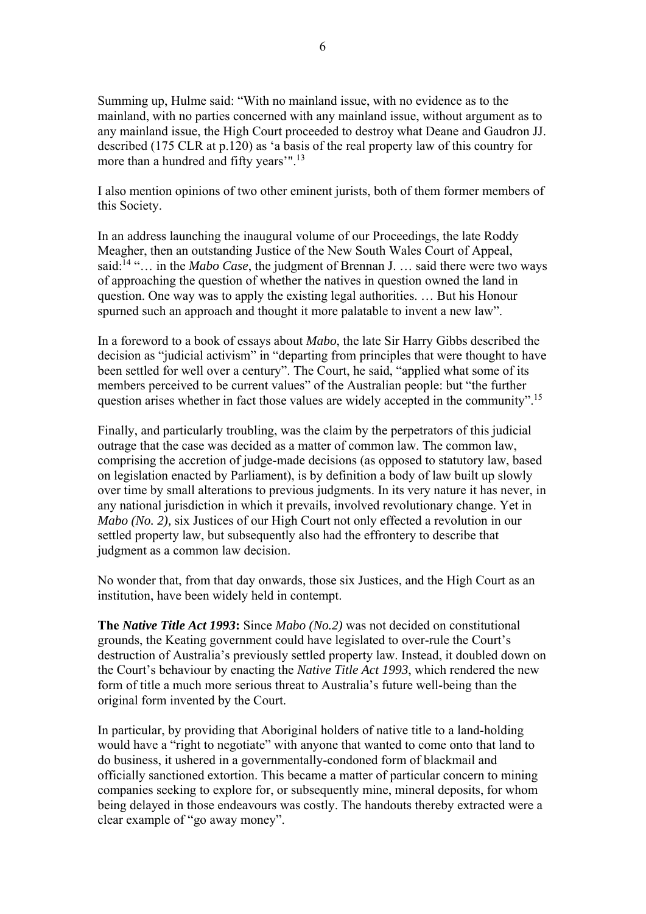Summing up, Hulme said: "With no mainland issue, with no evidence as to the mainland, with no parties concerned with any mainland issue, without argument as to any mainland issue, the High Court proceeded to destroy what Deane and Gaudron JJ. described (175 CLR at p.120) as 'a basis of the real property law of this country for more than a hundred and fifty years'".[13]

I also mention opinions of two other eminent jurists, both of them former members of this Society.

In an address launching the inaugural volume of our Proceedings, the late Roddy Meagher, then an outstanding Justice of the New South Wales Court of Appeal, said:[14] "… in the *Mabo Case*, the judgment of Brennan J. … said there were two ways of approaching the question of whether the natives in question owned the land in question. One way was to apply the existing legal authorities. … But his Honour spurned such an approach and thought it more palatable to invent a new law".

In a foreword to a book of essays about *Mabo*, the late Sir Harry Gibbs described the decision as "judicial activism" in "departing from principles that were thought to have been settled for well over a century". The Court, he said, "applied what some of its members perceived to be current values" of the Australian people: but "the further question arises whether in fact those values are widely accepted in the community".[15]

Finally, and particularly troubling, was the claim by the perpetrators of this judicial outrage that the case was decided as a matter of common law. The common law, comprising the accretion of judge-made decisions (as opposed to statutory law, based on legislation enacted by Parliament), is by definition a body of law built up slowly over time by small alterations to previous judgments. In its very nature it has never, in any national jurisdiction in which it prevails, involved revolutionary change. Yet in *Mabo (No. 2),* six Justices of our High Court not only effected a revolution in our settled property law, but subsequently also had the effrontery to describe that judgment as a common law decision.

No wonder that, from that day onwards, those six Justices, and the High Court as an institution, have been widely held in contempt.

**The *Native Title Act 1993*:** Since *Mabo (No.2)* was not decided on constitutional grounds, the Keating government could have legislated to over-rule the Court's destruction of Australia's previously settled property law. Instead, it doubled down on the Court's behaviour by enacting the *Native Title Act 1993*, which rendered the new form of title a much more serious threat to Australia's future well-being than the original form invented by the Court.

In particular, by providing that Aboriginal holders of native title to a land-holding would have a "right to negotiate" with anyone that wanted to come onto that land to do business, it ushered in a governmentally-condoned form of blackmail and officially sanctioned extortion. This became a matter of particular concern to mining companies seeking to explore for, or subsequently mine, mineral deposits, for whom being delayed in those endeavours was costly. The handouts thereby extracted were a clear example of "go away money".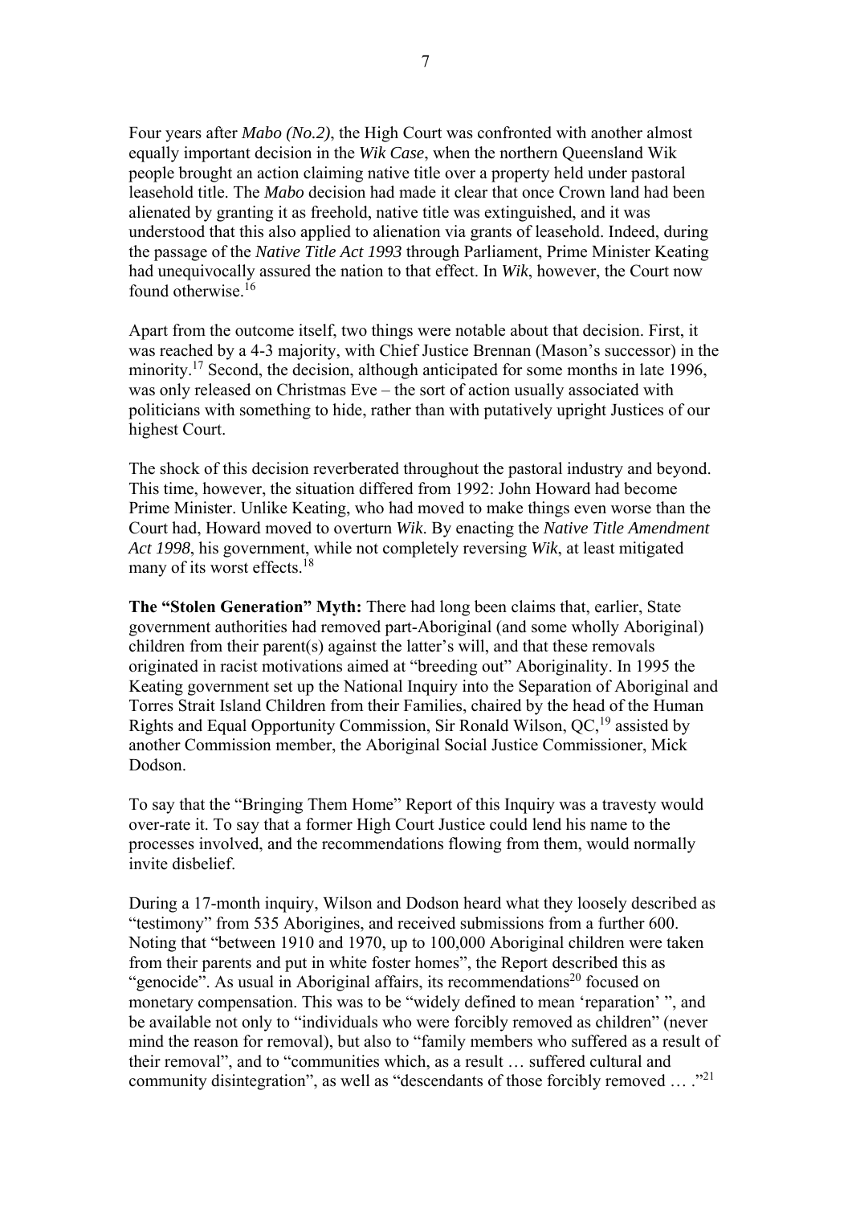Four years after *Mabo (No.2)*, the High Court was confronted with another almost equally important decision in the *Wik Case*, when the northern Queensland Wik people brought an action claiming native title over a property held under pastoral leasehold title. The *Mabo* decision had made it clear that once Crown land had been alienated by granting it as freehold, native title was extinguished, and it was understood that this also applied to alienation via grants of leasehold. Indeed, during the passage of the *Native Title Act 1993* through Parliament, Prime Minister Keating had unequivocally assured the nation to that effect. In *Wik*, however, the Court now found otherwise.[16]

Apart from the outcome itself, two things were notable about that decision. First, it was reached by a 4-3 majority, with Chief Justice Brennan (Mason's successor) in the minority.[17] Second, the decision, although anticipated for some months in late 1996, was only released on Christmas Eve – the sort of action usually associated with politicians with something to hide, rather than with putatively upright Justices of our highest Court.

The shock of this decision reverberated throughout the pastoral industry and beyond. This time, however, the situation differed from 1992: John Howard had become Prime Minister. Unlike Keating, who had moved to make things even worse than the Court had, Howard moved to overturn *Wik*. By enacting the *Native Title Amendment Act 1998*, his government, while not completely reversing *Wik*, at least mitigated many of its worst effects.[18]

**The "Stolen Generation" Myth:** There had long been claims that, earlier, State government authorities had removed part-Aboriginal (and some wholly Aboriginal) children from their parent(s) against the latter's will, and that these removals originated in racist motivations aimed at "breeding out" Aboriginality. In 1995 the Keating government set up the National Inquiry into the Separation of Aboriginal and Torres Strait Island Children from their Families, chaired by the head of the Human Rights and Equal Opportunity Commission, Sir Ronald Wilson, QC,[19] assisted by another Commission member, the Aboriginal Social Justice Commissioner, Mick Dodson.

To say that the "Bringing Them Home" Report of this Inquiry was a travesty would over-rate it. To say that a former High Court Justice could lend his name to the processes involved, and the recommendations flowing from them, would normally invite disbelief.

During a 17-month inquiry, Wilson and Dodson heard what they loosely described as "testimony" from 535 Aborigines, and received submissions from a further 600. Noting that "between 1910 and 1970, up to 100,000 Aboriginal children were taken from their parents and put in white foster homes", the Report described this as "genocide". As usual in Aboriginal affairs, its recommendations[20] focused on monetary compensation. This was to be "widely defined to mean 'reparation' ", and be available not only to "individuals who were forcibly removed as children" (never mind the reason for removal), but also to "family members who suffered as a result of their removal", and to "communities which, as a result … suffered cultural and community disintegration", as well as "descendants of those forcibly removed … ."[21]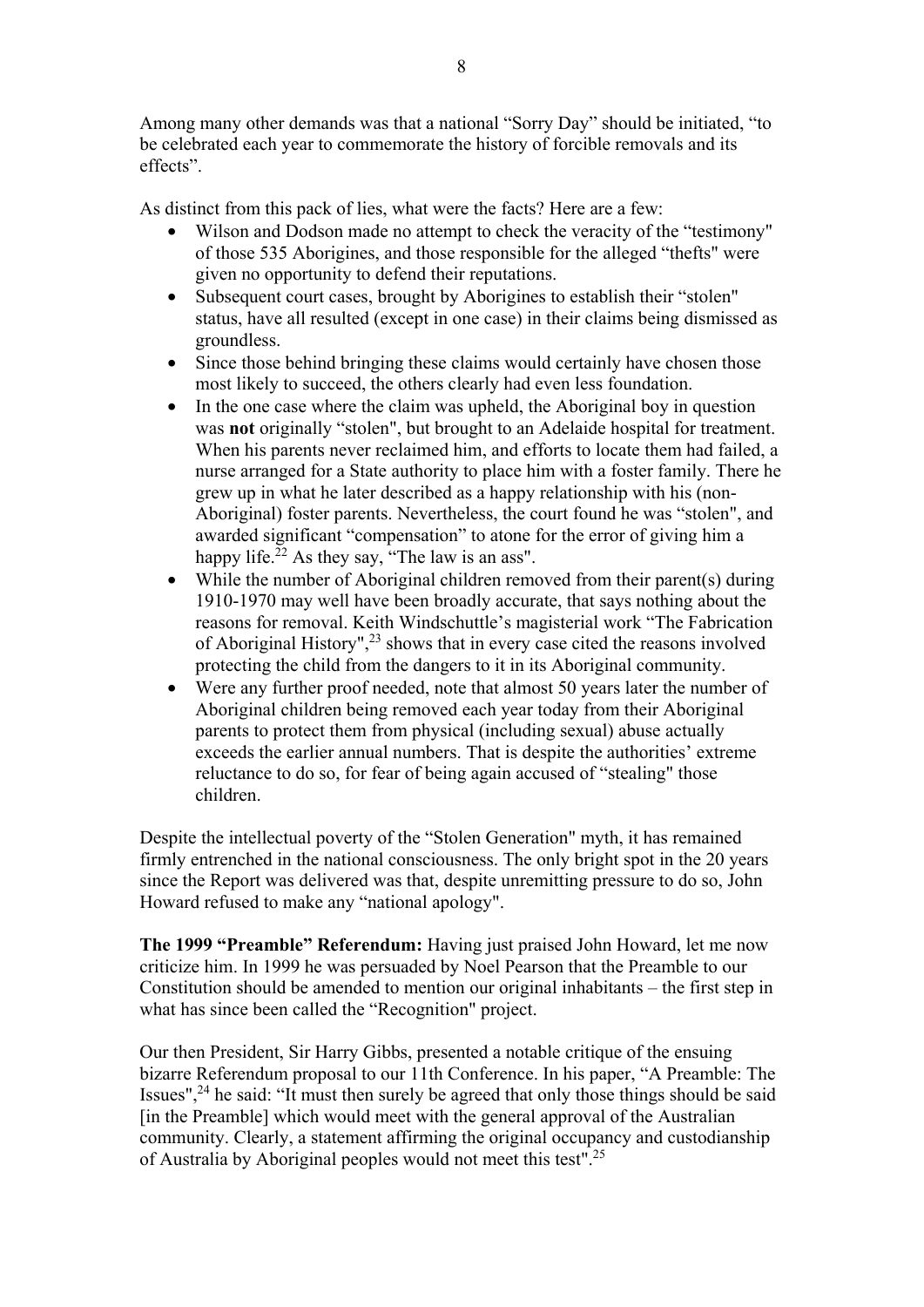Among many other demands was that a national "Sorry Day" should be initiated, "to be celebrated each year to commemorate the history of forcible removals and its effects".

As distinct from this pack of lies, what were the facts? Here are a few:

- Wilson and Dodson made no attempt to check the veracity of the "testimony" of those 535 Aborigines, and those responsible for the alleged "thefts" were given no opportunity to defend their reputations.
- Subsequent court cases, brought by Aborigines to establish their "stolen" status, have all resulted (except in one case) in their claims being dismissed as groundless.
- Since those behind bringing these claims would certainly have chosen those most likely to succeed, the others clearly had even less foundation.
- In the one case where the claim was upheld, the Aboriginal boy in question was **not** originally "stolen", but brought to an Adelaide hospital for treatment. When his parents never reclaimed him, and efforts to locate them had failed, a nurse arranged for a State authority to place him with a foster family. There he grew up in what he later described as a happy relationship with his (non-Aboriginal) foster parents. Nevertheless, the court found he was "stolen", and awarded significant "compensation" to atone for the error of giving him a happy life.[22] As they say, "The law is an ass".
- While the number of Aboriginal children removed from their parent(s) during 1910-1970 may well have been broadly accurate, that says nothing about the reasons for removal. Keith Windschuttle's magisterial work "The Fabrication of Aboriginal History",[23] shows that in every case cited the reasons involved protecting the child from the dangers to it in its Aboriginal community.
- Were any further proof needed, note that almost 50 years later the number of Aboriginal children being removed each year today from their Aboriginal parents to protect them from physical (including sexual) abuse actually exceeds the earlier annual numbers. That is despite the authorities' extreme reluctance to do so, for fear of being again accused of "stealing" those children.

Despite the intellectual poverty of the "Stolen Generation" myth, it has remained firmly entrenched in the national consciousness. The only bright spot in the 20 years since the Report was delivered was that, despite unremitting pressure to do so, John Howard refused to make any "national apology".

**The 1999 "Preamble" Referendum:** Having just praised John Howard, let me now criticize him. In 1999 he was persuaded by Noel Pearson that the Preamble to our Constitution should be amended to mention our original inhabitants – the first step in what has since been called the "Recognition" project.

Our then President, Sir Harry Gibbs, presented a notable critique of the ensuing bizarre Referendum proposal to our 11th Conference. In his paper, "A Preamble: The Issues",[24] he said: "It must then surely be agreed that only those things should be said [in the Preamble] which would meet with the general approval of the Australian community. Clearly, a statement affirming the original occupancy and custodianship of Australia by Aboriginal peoples would not meet this test".[25]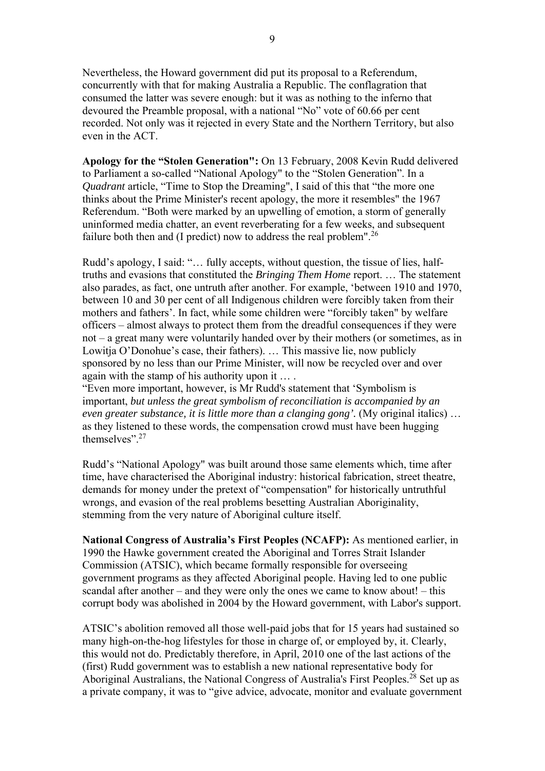Nevertheless, the Howard government did put its proposal to a Referendum, concurrently with that for making Australia a Republic. The conflagration that consumed the latter was severe enough: but it was as nothing to the inferno that devoured the Preamble proposal, with a national "No" vote of 60.66 per cent recorded. Not only was it rejected in every State and the Northern Territory, but also even in the ACT.

**Apology for the "Stolen Generation":** On 13 February, 2008 Kevin Rudd delivered to Parliament a so-called "National Apology" to the "Stolen Generation". In a *Quadrant* article, "Time to Stop the Dreaming", I said of this that "the more one thinks about the Prime Minister's recent apology, the more it resembles" the 1967 Referendum. "Both were marked by an upwelling of emotion, a storm of generally uninformed media chatter, an event reverberating for a few weeks, and subsequent failure both then and (I predict) now to address the real problem".[26]

Rudd's apology, I said: "… fully accepts, without question, the tissue of lies, half-truths and evasions that constituted the *Bringing Them Home* report. … The statement also parades, as fact, one untruth after another. For example, 'between 1910 and 1970, between 10 and 30 per cent of all Indigenous children were forcibly taken from their mothers and fathers'. In fact, while some children were "forcibly taken" by welfare officers – almost always to protect them from the dreadful consequences if they were not – a great many were voluntarily handed over by their mothers (or sometimes, as in Lowitja O'Donohue's case, their fathers). … This massive lie, now publicly sponsored by no less than our Prime Minister, will now be recycled over and over again with the stamp of his authority upon it … .

"Even more important, however, is Mr Rudd's statement that 'Symbolism is important, *but unless the great symbolism of reconciliation is accompanied by an even greater substance, it is little more than a clanging gong'.* (My original italics) … as they listened to these words, the compensation crowd must have been hugging themselves".[27]

Rudd's "National Apology" was built around those same elements which, time after time, have characterised the Aboriginal industry: historical fabrication, street theatre, demands for money under the pretext of "compensation" for historically untruthful wrongs, and evasion of the real problems besetting Australian Aboriginality, stemming from the very nature of Aboriginal culture itself.

**National Congress of Australia's First Peoples (NCAFP):** As mentioned earlier, in 1990 the Hawke government created the Aboriginal and Torres Strait Islander Commission (ATSIC), which became formally responsible for overseeing government programs as they affected Aboriginal people. Having led to one public scandal after another – and they were only the ones we came to know about! – this corrupt body was abolished in 2004 by the Howard government, with Labor's support.

ATSIC's abolition removed all those well-paid jobs that for 15 years had sustained so many high-on-the-hog lifestyles for those in charge of, or employed by, it. Clearly, this would not do. Predictably therefore, in April, 2010 one of the last actions of the (first) Rudd government was to establish a new national representative body for Aboriginal Australians, the National Congress of Australia's First Peoples.[28] Set up as a private company, it was to "give advice, advocate, monitor and evaluate government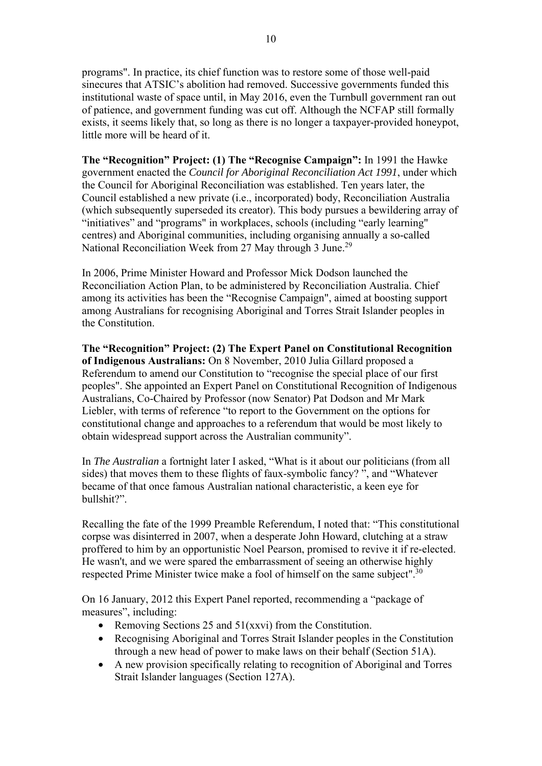programs". In practice, its chief function was to restore some of those well-paid sinecures that ATSIC's abolition had removed. Successive governments funded this institutional waste of space until, in May 2016, even the Turnbull government ran out of patience, and government funding was cut off. Although the NCFAP still formally exists, it seems likely that, so long as there is no longer a taxpayer-provided honeypot, little more will be heard of it.

**The "Recognition" Project: (1) The "Recognise Campaign":** In 1991 the Hawke government enacted the *Council for Aboriginal Reconciliation Act 1991*, under which the Council for Aboriginal Reconciliation was established. Ten years later, the Council established a new private (i.e., incorporated) body, Reconciliation Australia (which subsequently superseded its creator). This body pursues a bewildering array of "initiatives" and "programs" in workplaces, schools (including "early learning" centres) and Aboriginal communities, including organising annually a so-called National Reconciliation Week from 27 May through 3 June.[29]

In 2006, Prime Minister Howard and Professor Mick Dodson launched the Reconciliation Action Plan, to be administered by Reconciliation Australia. Chief among its activities has been the "Recognise Campaign", aimed at boosting support among Australians for recognising Aboriginal and Torres Strait Islander peoples in the Constitution.

**The "Recognition" Project: (2) The Expert Panel on Constitutional Recognition of Indigenous Australians:** On 8 November, 2010 Julia Gillard proposed a Referendum to amend our Constitution to "recognise the special place of our first peoples". She appointed an Expert Panel on Constitutional Recognition of Indigenous Australians, Co-Chaired by Professor (now Senator) Pat Dodson and Mr Mark Liebler, with terms of reference "to report to the Government on the options for constitutional change and approaches to a referendum that would be most likely to obtain widespread support across the Australian community".

In *The Australian* a fortnight later I asked, "What is it about our politicians (from all sides) that moves them to these flights of faux-symbolic fancy? ", and "Whatever became of that once famous Australian national characteristic, a keen eye for bullshit?".

Recalling the fate of the 1999 Preamble Referendum, I noted that: "This constitutional corpse was disinterred in 2007, when a desperate John Howard, clutching at a straw proffered to him by an opportunistic Noel Pearson, promised to revive it if re-elected. He wasn't, and we were spared the embarrassment of seeing an otherwise highly respected Prime Minister twice make a fool of himself on the same subject".[30]

On 16 January, 2012 this Expert Panel reported, recommending a "package of measures", including:

- Removing Sections 25 and 51(xxvi) from the Constitution.
- Recognising Aboriginal and Torres Strait Islander peoples in the Constitution through a new head of power to make laws on their behalf (Section 51A).
- A new provision specifically relating to recognition of Aboriginal and Torres Strait Islander languages (Section 127A).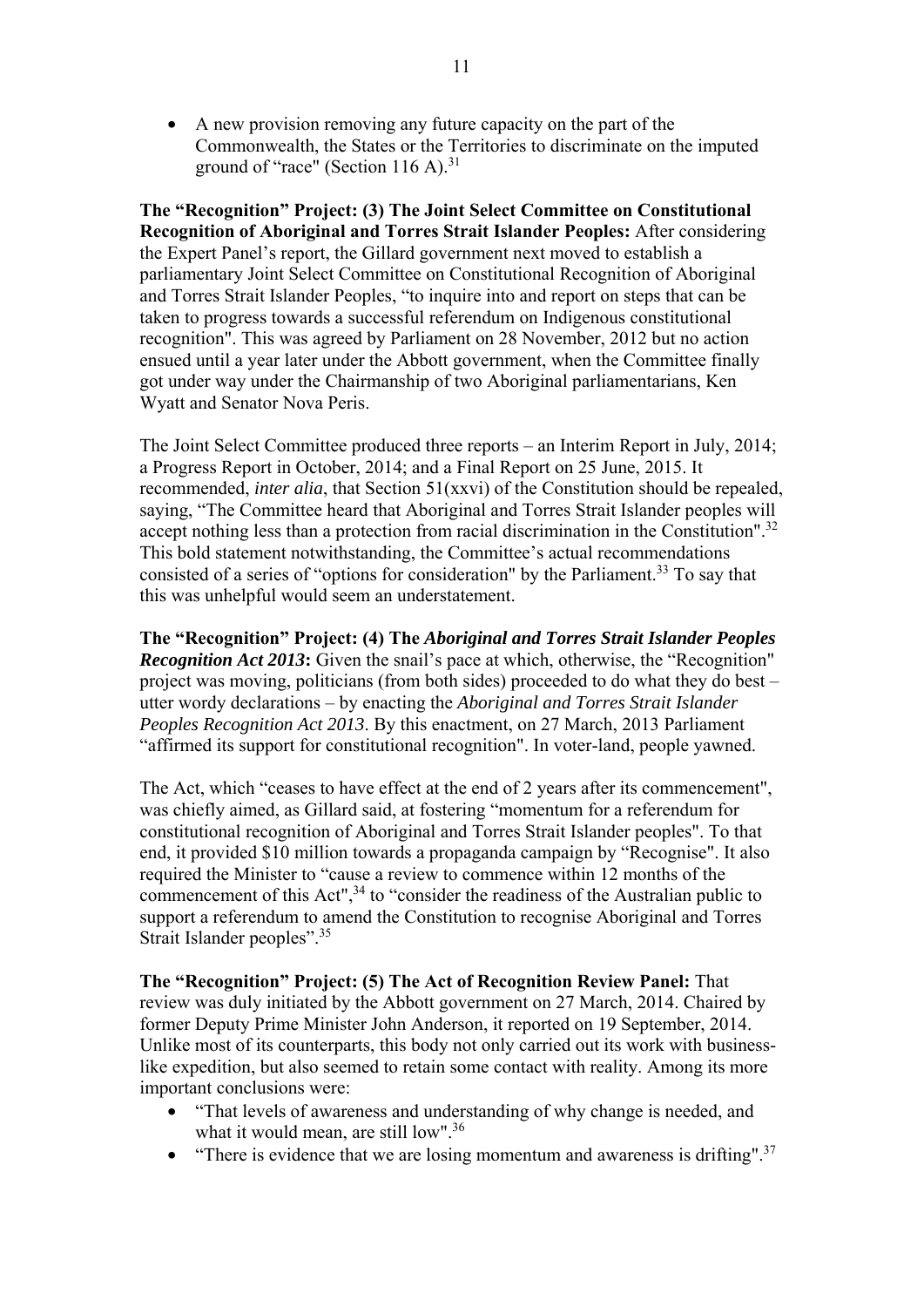- A new provision removing any future capacity on the part of the Commonwealth, the States or the Territories to discriminate on the imputed ground of "race" (Section 116 A).[31]

**The "Recognition" Project: (3) The Joint Select Committee on Constitutional Recognition of Aboriginal and Torres Strait Islander Peoples:** After considering the Expert Panel's report, the Gillard government next moved to establish a parliamentary Joint Select Committee on Constitutional Recognition of Aboriginal and Torres Strait Islander Peoples, "to inquire into and report on steps that can be taken to progress towards a successful referendum on Indigenous constitutional recognition". This was agreed by Parliament on 28 November, 2012 but no action ensued until a year later under the Abbott government, when the Committee finally got under way under the Chairmanship of two Aboriginal parliamentarians, Ken Wyatt and Senator Nova Peris.

The Joint Select Committee produced three reports – an Interim Report in July, 2014; a Progress Report in October, 2014; and a Final Report on 25 June, 2015. It recommended, *inter alia*, that Section 51(xxvi) of the Constitution should be repealed, saying, "The Committee heard that Aboriginal and Torres Strait Islander peoples will accept nothing less than a protection from racial discrimination in the Constitution".[32] This bold statement notwithstanding, the Committee's actual recommendations consisted of a series of "options for consideration" by the Parliament.[33] To say that this was unhelpful would seem an understatement.

**The "Recognition" Project: (4) The *Aboriginal and Torres Strait Islander Peoples Recognition Act 2013*:** Given the snail's pace at which, otherwise, the "Recognition" project was moving, politicians (from both sides) proceeded to do what they do best – utter wordy declarations – by enacting the *Aboriginal and Torres Strait Islander Peoples Recognition Act 2013*. By this enactment, on 27 March, 2013 Parliament "affirmed its support for constitutional recognition". In voter-land, people yawned.

The Act, which "ceases to have effect at the end of 2 years after its commencement", was chiefly aimed, as Gillard said, at fostering "momentum for a referendum for constitutional recognition of Aboriginal and Torres Strait Islander peoples". To that end, it provided $10 million towards a propaganda campaign by "Recognise". It also required the Minister to "cause a review to commence within 12 months of the commencement of this Act",[34] to "consider the readiness of the Australian public to support a referendum to amend the Constitution to recognise Aboriginal and Torres Strait Islander peoples".[35]

**The "Recognition" Project: (5) The Act of Recognition Review Panel:** That review was duly initiated by the Abbott government on 27 March, 2014. Chaired by former Deputy Prime Minister John Anderson, it reported on 19 September, 2014. Unlike most of its counterparts, this body not only carried out its work with business-like expedition, but also seemed to retain some contact with reality. Among its more important conclusions were:

- "That levels of awareness and understanding of why change is needed, and what it would mean, are still low".[36]
- "There is evidence that we are losing momentum and awareness is drifting".[37]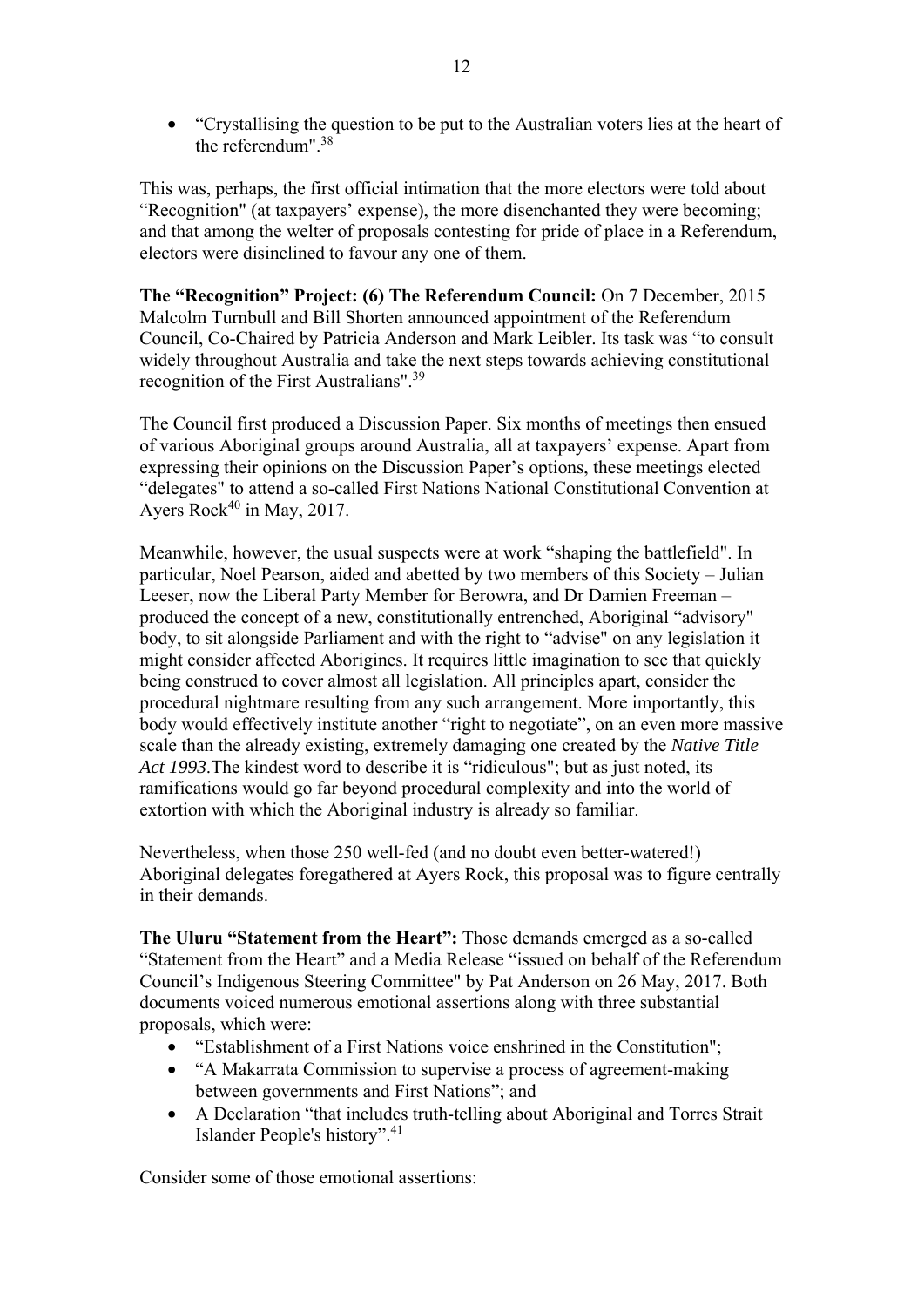- "Crystallising the question to be put to the Australian voters lies at the heart of the referendum".[38]

This was, perhaps, the first official intimation that the more electors were told about "Recognition" (at taxpayers' expense), the more disenchanted they were becoming; and that among the welter of proposals contesting for pride of place in a Referendum, electors were disinclined to favour any one of them.

**The "Recognition" Project: (6) The Referendum Council:** On 7 December, 2015 Malcolm Turnbull and Bill Shorten announced appointment of the Referendum Council, Co-Chaired by Patricia Anderson and Mark Leibler. Its task was "to consult widely throughout Australia and take the next steps towards achieving constitutional recognition of the First Australians".[39]

The Council first produced a Discussion Paper. Six months of meetings then ensued of various Aboriginal groups around Australia, all at taxpayers' expense. Apart from expressing their opinions on the Discussion Paper's options, these meetings elected "delegates" to attend a so-called First Nations National Constitutional Convention at Ayers Rock[40] in May, 2017.

Meanwhile, however, the usual suspects were at work "shaping the battlefield". In particular, Noel Pearson, aided and abetted by two members of this Society – Julian Leeser, now the Liberal Party Member for Berowra, and Dr Damien Freeman – produced the concept of a new, constitutionally entrenched, Aboriginal "advisory" body, to sit alongside Parliament and with the right to "advise" on any legislation it might consider affected Aborigines. It requires little imagination to see that quickly being construed to cover almost all legislation. All principles apart, consider the procedural nightmare resulting from any such arrangement. More importantly, this body would effectively institute another "right to negotiate", on an even more massive scale than the already existing, extremely damaging one created by the *Native Title Act 1993*.The kindest word to describe it is "ridiculous"; but as just noted, its ramifications would go far beyond procedural complexity and into the world of extortion with which the Aboriginal industry is already so familiar.

Nevertheless, when those 250 well-fed (and no doubt even better-watered!) Aboriginal delegates foregathered at Ayers Rock, this proposal was to figure centrally in their demands.

**The Uluru "Statement from the Heart":** Those demands emerged as a so-called "Statement from the Heart" and a Media Release "issued on behalf of the Referendum Council's Indigenous Steering Committee" by Pat Anderson on 26 May, 2017. Both documents voiced numerous emotional assertions along with three substantial proposals, which were:

- "Establishment of a First Nations voice enshrined in the Constitution";
- "A Makarrata Commission to supervise a process of agreement-making between governments and First Nations"; and
- A Declaration "that includes truth-telling about Aboriginal and Torres Strait Islander People's history".[41]

Consider some of those emotional assertions: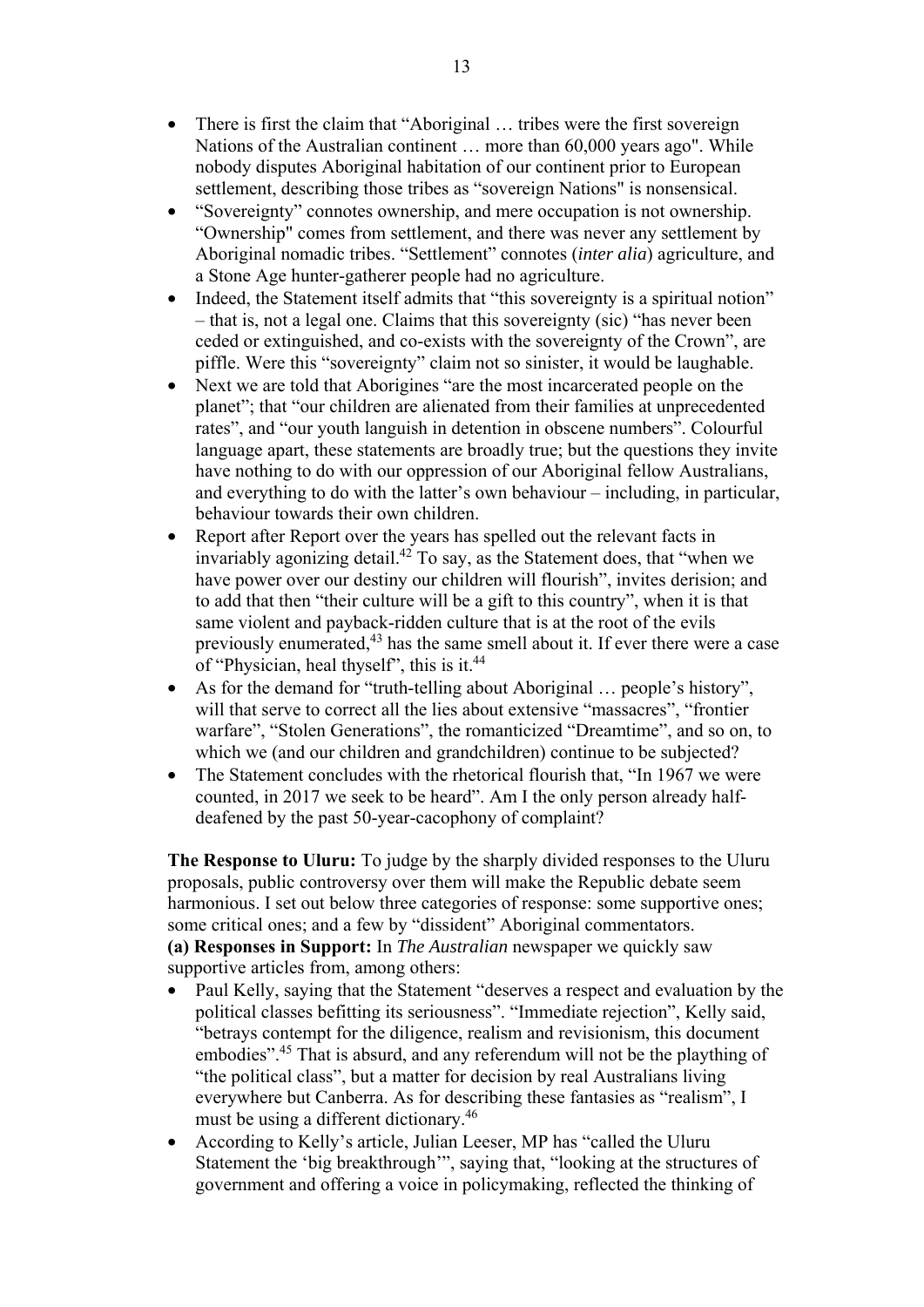- There is first the claim that "Aboriginal … tribes were the first sovereign Nations of the Australian continent … more than 60,000 years ago". While nobody disputes Aboriginal habitation of our continent prior to European settlement, describing those tribes as "sovereign Nations" is nonsensical.
- "Sovereignty" connotes ownership, and mere occupation is not ownership. "Ownership" comes from settlement, and there was never any settlement by Aboriginal nomadic tribes. "Settlement" connotes (*inter alia*) agriculture, and a Stone Age hunter-gatherer people had no agriculture.
- Indeed, the Statement itself admits that "this sovereignty is a spiritual notion" – that is, not a legal one. Claims that this sovereignty (sic) "has never been ceded or extinguished, and co-exists with the sovereignty of the Crown", are piffle. Were this "sovereignty" claim not so sinister, it would be laughable.
- Next we are told that Aborigines "are the most incarcerated people on the planet"; that "our children are alienated from their families at unprecedented rates", and "our youth languish in detention in obscene numbers". Colourful language apart, these statements are broadly true; but the questions they invite have nothing to do with our oppression of our Aboriginal fellow Australians, and everything to do with the latter's own behaviour – including, in particular, behaviour towards their own children.
- Report after Report over the years has spelled out the relevant facts in invariably agonizing detail.[42] To say, as the Statement does, that "when we have power over our destiny our children will flourish", invites derision; and to add that then "their culture will be a gift to this country", when it is that same violent and payback-ridden culture that is at the root of the evils previously enumerated,[43] has the same smell about it. If ever there were a case of "Physician, heal thyself", this is it.[44]
- As for the demand for "truth-telling about Aboriginal … people's history", will that serve to correct all the lies about extensive "massacres", "frontier warfare", "Stolen Generations", the romanticized "Dreamtime", and so on, to which we (and our children and grandchildren) continue to be subjected?
- The Statement concludes with the rhetorical flourish that, "In 1967 we were counted, in 2017 we seek to be heard". Am I the only person already half-deafened by the past 50-year-cacophony of complaint?

**The Response to Uluru:** To judge by the sharply divided responses to the Uluru proposals, public controversy over them will make the Republic debate seem harmonious. I set out below three categories of response: some supportive ones; some critical ones; and a few by "dissident" Aboriginal commentators.

**(a) Responses in Support:** In *The Australian* newspaper we quickly saw supportive articles from, among others:

- Paul Kelly, saying that the Statement "deserves a respect and evaluation by the political classes befitting its seriousness". "Immediate rejection", Kelly said, "betrays contempt for the diligence, realism and revisionism, this document embodies".[45] That is absurd, and any referendum will not be the plaything of "the political class", but a matter for decision by real Australians living everywhere but Canberra. As for describing these fantasies as "realism", I must be using a different dictionary.[46]
- According to Kelly's article, Julian Leeser, MP has "called the Uluru Statement the 'big breakthrough'", saying that, "looking at the structures of government and offering a voice in policymaking, reflected the thinking of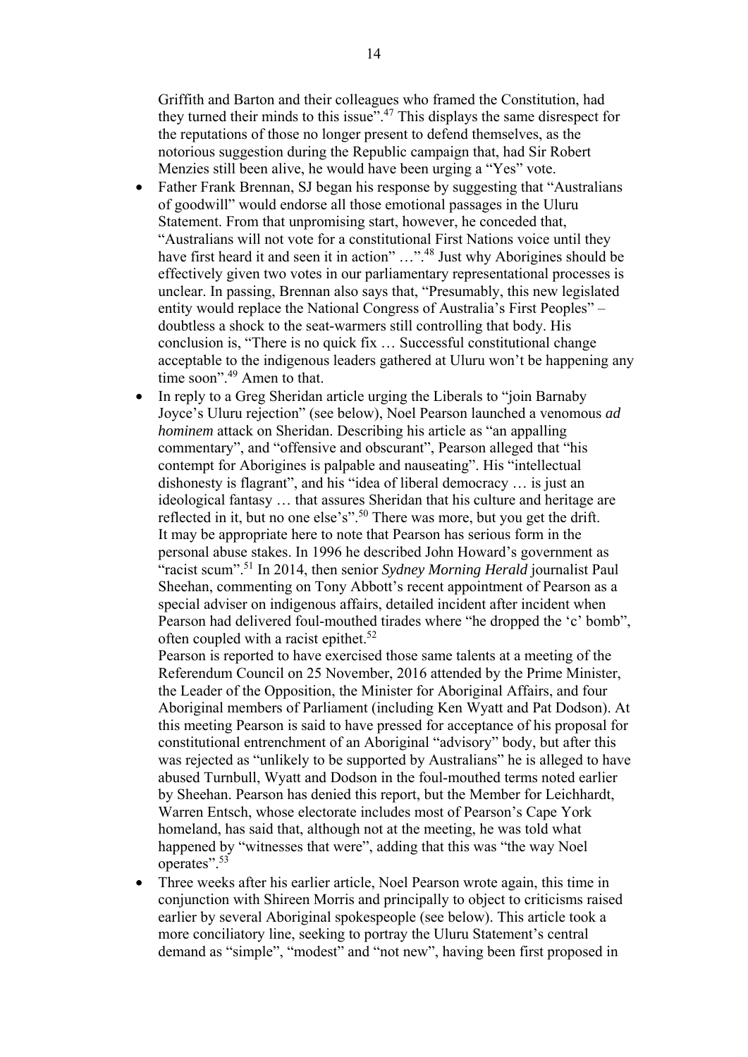Griffith and Barton and their colleagues who framed the Constitution, had they turned their minds to this issue".[47] This displays the same disrespect for the reputations of those no longer present to defend themselves, as the notorious suggestion during the Republic campaign that, had Sir Robert Menzies still been alive, he would have been urging a "Yes" vote.

- Father Frank Brennan, SJ began his response by suggesting that "Australians of goodwill" would endorse all those emotional passages in the Uluru Statement. From that unpromising start, however, he conceded that, "Australians will not vote for a constitutional First Nations voice until they have first heard it and seen it in action" …".[48] Just why Aborigines should be effectively given two votes in our parliamentary representational processes is unclear. In passing, Brennan also says that, "Presumably, this new legislated entity would replace the National Congress of Australia's First Peoples" – doubtless a shock to the seat-warmers still controlling that body. His conclusion is, "There is no quick fix … Successful constitutional change acceptable to the indigenous leaders gathered at Uluru won't be happening any time soon".[49] Amen to that.
- In reply to a Greg Sheridan article urging the Liberals to "join Barnaby Joyce's Uluru rejection" (see below), Noel Pearson launched a venomous *ad hominem* attack on Sheridan. Describing his article as "an appalling commentary", and "offensive and obscurant", Pearson alleged that "his contempt for Aborigines is palpable and nauseating". His "intellectual dishonesty is flagrant", and his "idea of liberal democracy … is just an ideological fantasy … that assures Sheridan that his culture and heritage are reflected in it, but no one else's".[50] There was more, but you get the drift.
  It may be appropriate here to note that Pearson has serious form in the personal abuse stakes. In 1996 he described John Howard's government as "racist scum".[51] In 2014, then senior *Sydney Morning Herald* journalist Paul Sheehan, commenting on Tony Abbott's recent appointment of Pearson as a special adviser on indigenous affairs, detailed incident after incident when Pearson had delivered foul-mouthed tirades where "he dropped the 'c' bomb", often coupled with a racist epithet.[52]
  Pearson is reported to have exercised those same talents at a meeting of the Referendum Council on 25 November, 2016 attended by the Prime Minister, the Leader of the Opposition, the Minister for Aboriginal Affairs, and four Aboriginal members of Parliament (including Ken Wyatt and Pat Dodson). At this meeting Pearson is said to have pressed for acceptance of his proposal for constitutional entrenchment of an Aboriginal "advisory" body, but after this was rejected as "unlikely to be supported by Australians" he is alleged to have abused Turnbull, Wyatt and Dodson in the foul-mouthed terms noted earlier by Sheehan. Pearson has denied this report, but the Member for Leichhardt, Warren Entsch, whose electorate includes most of Pearson's Cape York homeland, has said that, although not at the meeting, he was told what happened by "witnesses that were", adding that this was "the way Noel operates".[53]
- Three weeks after his earlier article, Noel Pearson wrote again, this time in conjunction with Shireen Morris and principally to object to criticisms raised earlier by several Aboriginal spokespeople (see below). This article took a more conciliatory line, seeking to portray the Uluru Statement's central demand as "simple", "modest" and "not new", having been first proposed in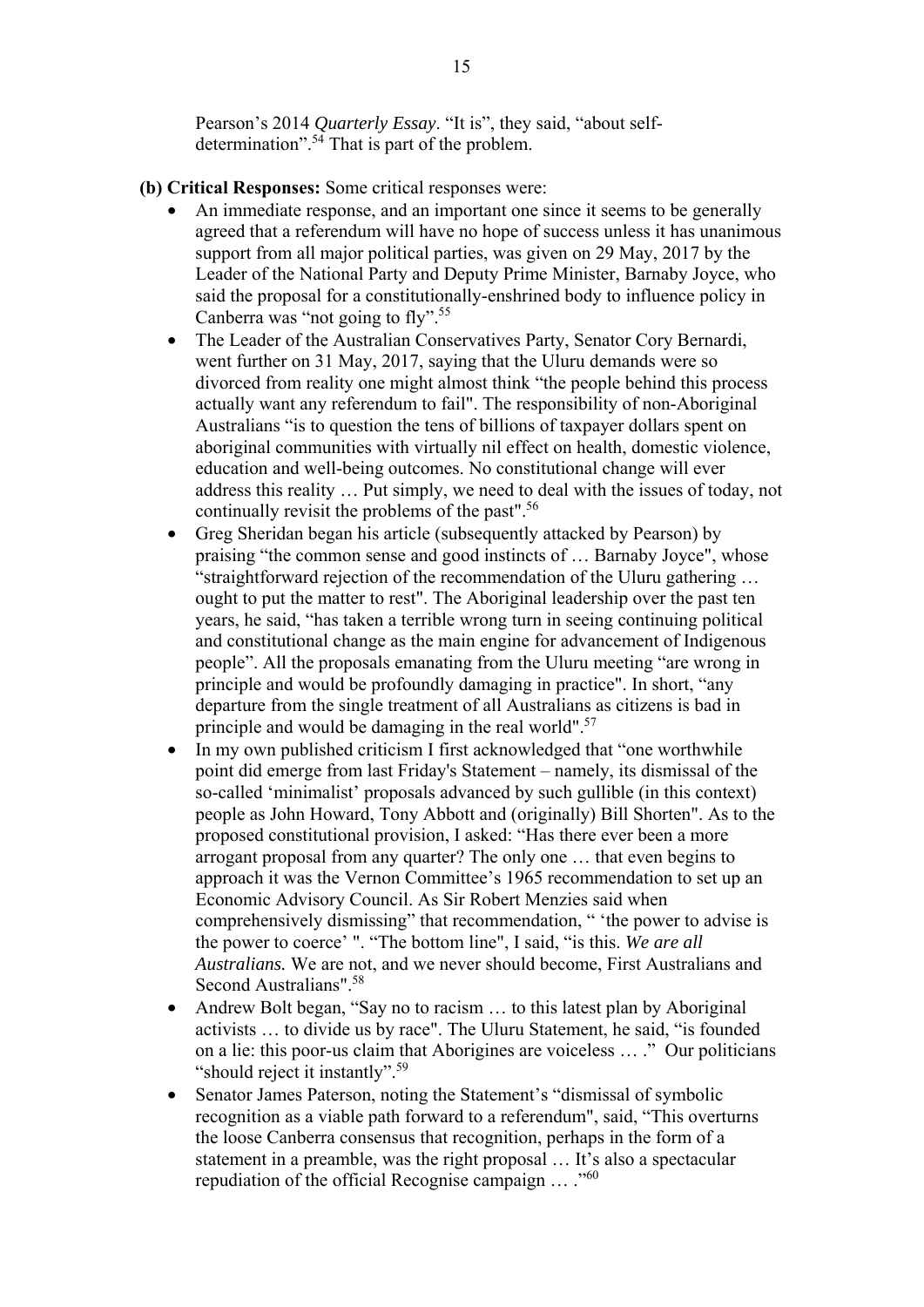Pearson's 2014 *Quarterly Essay*. "It is", they said, "about self-determination".[54] That is part of the problem.

**(b) Critical Responses:** Some critical responses were:

- An immediate response, and an important one since it seems to be generally agreed that a referendum will have no hope of success unless it has unanimous support from all major political parties, was given on 29 May, 2017 by the Leader of the National Party and Deputy Prime Minister, Barnaby Joyce, who said the proposal for a constitutionally-enshrined body to influence policy in Canberra was "not going to fly".[55]
- The Leader of the Australian Conservatives Party, Senator Cory Bernardi, went further on 31 May, 2017, saying that the Uluru demands were so divorced from reality one might almost think "the people behind this process actually want any referendum to fail". The responsibility of non-Aboriginal Australians "is to question the tens of billions of taxpayer dollars spent on aboriginal communities with virtually nil effect on health, domestic violence, education and well-being outcomes. No constitutional change will ever address this reality … Put simply, we need to deal with the issues of today, not continually revisit the problems of the past".[56]
- Greg Sheridan began his article (subsequently attacked by Pearson) by praising "the common sense and good instincts of … Barnaby Joyce", whose "straightforward rejection of the recommendation of the Uluru gathering … ought to put the matter to rest". The Aboriginal leadership over the past ten years, he said, "has taken a terrible wrong turn in seeing continuing political and constitutional change as the main engine for advancement of Indigenous people". All the proposals emanating from the Uluru meeting "are wrong in principle and would be profoundly damaging in practice". In short, "any departure from the single treatment of all Australians as citizens is bad in principle and would be damaging in the real world".[57]
- In my own published criticism I first acknowledged that "one worthwhile point did emerge from last Friday's Statement – namely, its dismissal of the so-called 'minimalist' proposals advanced by such gullible (in this context) people as John Howard, Tony Abbott and (originally) Bill Shorten". As to the proposed constitutional provision, I asked: "Has there ever been a more arrogant proposal from any quarter? The only one … that even begins to approach it was the Vernon Committee's 1965 recommendation to set up an Economic Advisory Council. As Sir Robert Menzies said when comprehensively dismissing" that recommendation, " 'the power to advise is the power to coerce' ". "The bottom line", I said, "is this. ***We are all Australians.*** We are not, and we never should become, First Australians and Second Australians".[58]
- Andrew Bolt began, "Say no to racism … to this latest plan by Aboriginal activists … to divide us by race". The Uluru Statement, he said, "is founded on a lie: this poor-us claim that Aborigines are voiceless … ." Our politicians "should reject it instantly".[59]
- Senator James Paterson, noting the Statement's "dismissal of symbolic recognition as a viable path forward to a referendum", said, "This overturns the loose Canberra consensus that recognition, perhaps in the form of a statement in a preamble, was the right proposal … It's also a spectacular repudiation of the official Recognise campaign … ."[60]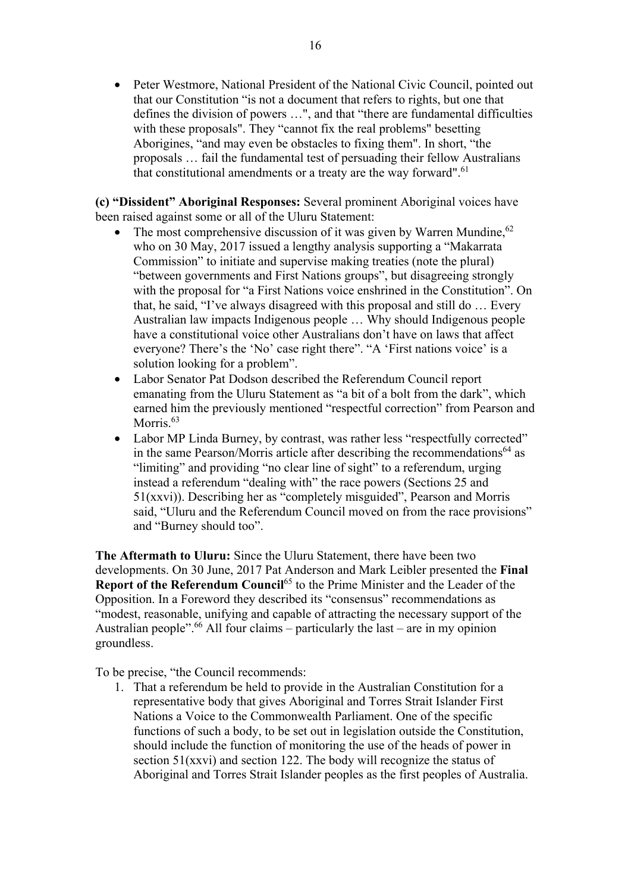- Peter Westmore, National President of the National Civic Council, pointed out that our Constitution "is not a document that refers to rights, but one that defines the division of powers …", and that "there are fundamental difficulties with these proposals". They "cannot fix the real problems" besetting Aborigines, "and may even be obstacles to fixing them". In short, "the proposals … fail the fundamental test of persuading their fellow Australians that constitutional amendments or a treaty are the way forward".[61]

**(c) "Dissident" Aboriginal Responses:** Several prominent Aboriginal voices have been raised against some or all of the Uluru Statement:

- The most comprehensive discussion of it was given by Warren Mundine,[62] who on 30 May, 2017 issued a lengthy analysis supporting a "Makarrata Commission" to initiate and supervise making treaties (note the plural) "between governments and First Nations groups", but disagreeing strongly with the proposal for "a First Nations voice enshrined in the Constitution". On that, he said, "I've always disagreed with this proposal and still do … Every Australian law impacts Indigenous people … Why should Indigenous people have a constitutional voice other Australians don't have on laws that affect everyone? There's the 'No' case right there". "A 'First nations voice' is a solution looking for a problem".
- Labor Senator Pat Dodson described the Referendum Council report emanating from the Uluru Statement as "a bit of a bolt from the dark", which earned him the previously mentioned "respectful correction" from Pearson and Morris.[63]
- Labor MP Linda Burney, by contrast, was rather less "respectfully corrected" in the same Pearson/Morris article after describing the recommendations[64] as "limiting" and providing "no clear line of sight" to a referendum, urging instead a referendum "dealing with" the race powers (Sections 25 and 51(xxvi)). Describing her as "completely misguided", Pearson and Morris said, "Uluru and the Referendum Council moved on from the race provisions" and "Burney should too".

**The Aftermath to Uluru:** Since the Uluru Statement, there have been two developments. On 30 June, 2017 Pat Anderson and Mark Leibler presented the **Final Report of the Referendum Council**[65] to the Prime Minister and the Leader of the Opposition. In a Foreword they described its "consensus" recommendations as "modest, reasonable, unifying and capable of attracting the necessary support of the Australian people".[66] All four claims – particularly the last – are in my opinion groundless.

To be precise, "the Council recommends:

1. That a referendum be held to provide in the Australian Constitution for a representative body that gives Aboriginal and Torres Strait Islander First Nations a Voice to the Commonwealth Parliament. One of the specific functions of such a body, to be set out in legislation outside the Constitution, should include the function of monitoring the use of the heads of power in section 51(xxvi) and section 122. The body will recognize the status of Aboriginal and Torres Strait Islander peoples as the first peoples of Australia.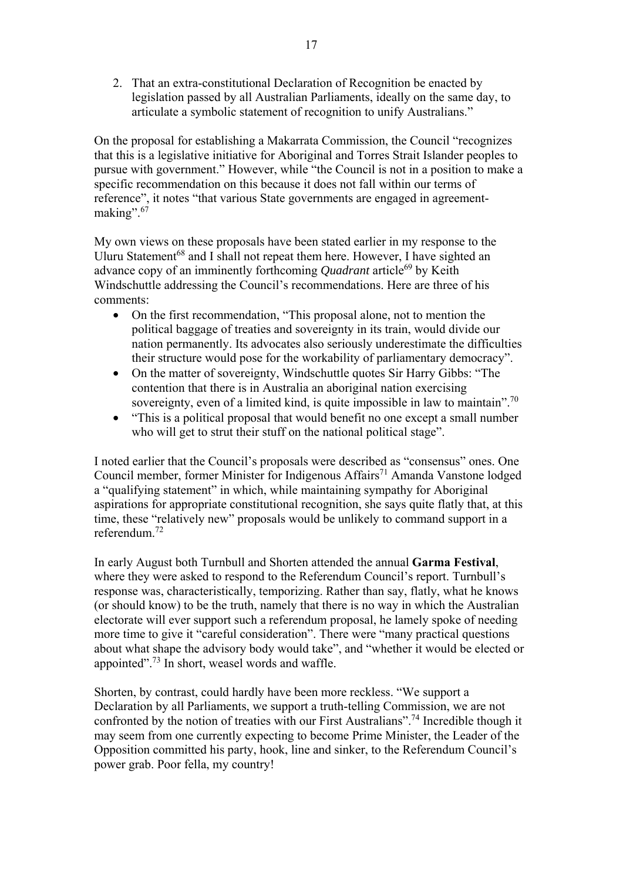2. That an extra-constitutional Declaration of Recognition be enacted by legislation passed by all Australian Parliaments, ideally on the same day, to articulate a symbolic statement of recognition to unify Australians."

On the proposal for establishing a Makarrata Commission, the Council "recognizes that this is a legislative initiative for Aboriginal and Torres Strait Islander peoples to pursue with government." However, while "the Council is not in a position to make a specific recommendation on this because it does not fall within our terms of reference", it notes "that various State governments are engaged in agreement-making".[67]

My own views on these proposals have been stated earlier in my response to the Uluru Statement[68] and I shall not repeat them here. However, I have sighted an advance copy of an imminently forthcoming *Quadrant* article[69] by Keith Windschuttle addressing the Council's recommendations. Here are three of his comments:

- On the first recommendation, "This proposal alone, not to mention the political baggage of treaties and sovereignty in its train, would divide our nation permanently. Its advocates also seriously underestimate the difficulties their structure would pose for the workability of parliamentary democracy".
- On the matter of sovereignty, Windschuttle quotes Sir Harry Gibbs: "The contention that there is in Australia an aboriginal nation exercising sovereignty, even of a limited kind, is quite impossible in law to maintain".[70]
- "This is a political proposal that would benefit no one except a small number who will get to strut their stuff on the national political stage".

I noted earlier that the Council's proposals were described as "consensus" ones. One Council member, former Minister for Indigenous Affairs[71] Amanda Vanstone lodged a "qualifying statement" in which, while maintaining sympathy for Aboriginal aspirations for appropriate constitutional recognition, she says quite flatly that, at this time, these "relatively new" proposals would be unlikely to command support in a referendum.[72]

In early August both Turnbull and Shorten attended the annual **Garma Festival**, where they were asked to respond to the Referendum Council's report. Turnbull's response was, characteristically, temporizing. Rather than say, flatly, what he knows (or should know) to be the truth, namely that there is no way in which the Australian electorate will ever support such a referendum proposal, he lamely spoke of needing more time to give it "careful consideration". There were "many practical questions about what shape the advisory body would take", and "whether it would be elected or appointed".[73] In short, weasel words and waffle.

Shorten, by contrast, could hardly have been more reckless. "We support a Declaration by all Parliaments, we support a truth-telling Commission, we are not confronted by the notion of treaties with our First Australians".[74] Incredible though it may seem from one currently expecting to become Prime Minister, the Leader of the Opposition committed his party, hook, line and sinker, to the Referendum Council's power grab. Poor fella, my country!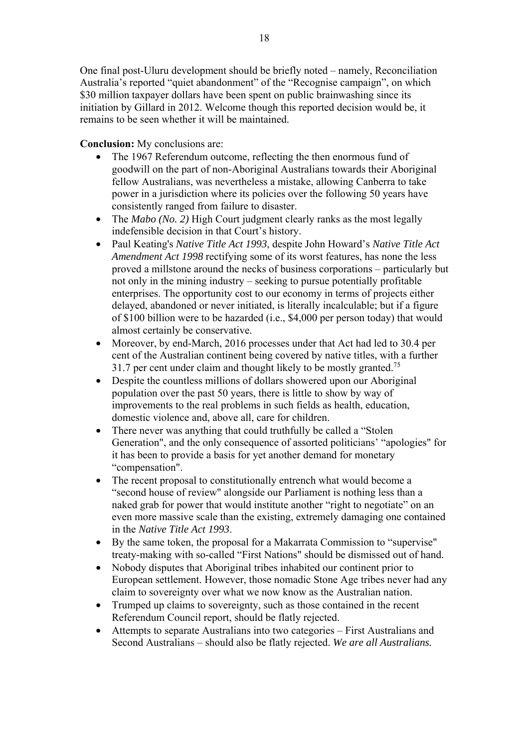One final post-Uluru development should be briefly noted – namely, Reconciliation Australia's reported "quiet abandonment" of the "Recognise campaign", on which $30 million taxpayer dollars have been spent on public brainwashing since its initiation by Gillard in 2012. Welcome though this reported decision would be, it remains to be seen whether it will be maintained.

**Conclusion:** My conclusions are:

- The 1967 Referendum outcome, reflecting the then enormous fund of goodwill on the part of non-Aboriginal Australians towards their Aboriginal fellow Australians, was nevertheless a mistake, allowing Canberra to take power in a jurisdiction where its policies over the following 50 years have consistently ranged from failure to disaster.
- The *Mabo (No. 2)* High Court judgment clearly ranks as the most legally indefensible decision in that Court's history.
- Paul Keating's *Native Title Act 1993*, despite John Howard's *Native Title Act Amendment Act 1998* rectifying some of its worst features, has none the less proved a millstone around the necks of business corporations – particularly but not only in the mining industry – seeking to pursue potentially profitable enterprises. The opportunity cost to our economy in terms of projects either delayed, abandoned or never initiated, is literally incalculable; but if a figure of $100 billion were to be hazarded (i.e., $4,000 per person today) that would almost certainly be conservative.
- Moreover, by end-March, 2016 processes under that Act had led to 30.4 per cent of the Australian continent being covered by native titles, with a further 31.7 per cent under claim and thought likely to be mostly granted.[75]
- Despite the countless millions of dollars showered upon our Aboriginal population over the past 50 years, there is little to show by way of improvements to the real problems in such fields as health, education, domestic violence and, above all, care for children.
- There never was anything that could truthfully be called a "Stolen Generation", and the only consequence of assorted politicians' "apologies" for it has been to provide a basis for yet another demand for monetary "compensation".
- The recent proposal to constitutionally entrench what would become a "second house of review" alongside our Parliament is nothing less than a naked grab for power that would institute another "right to negotiate" on an even more massive scale than the existing, extremely damaging one contained in the *Native Title Act 1993*.
- By the same token, the proposal for a Makarrata Commission to "supervise" treaty-making with so-called "First Nations" should be dismissed out of hand.
- Nobody disputes that Aboriginal tribes inhabited our continent prior to European settlement. However, those nomadic Stone Age tribes never had any claim to sovereignty over what we now know as the Australian nation.
- Trumped up claims to sovereignty, such as those contained in the recent Referendum Council report, should be flatly rejected.
- Attempts to separate Australians into two categories – First Australians and Second Australians – should also be flatly rejected. *We are all Australians.*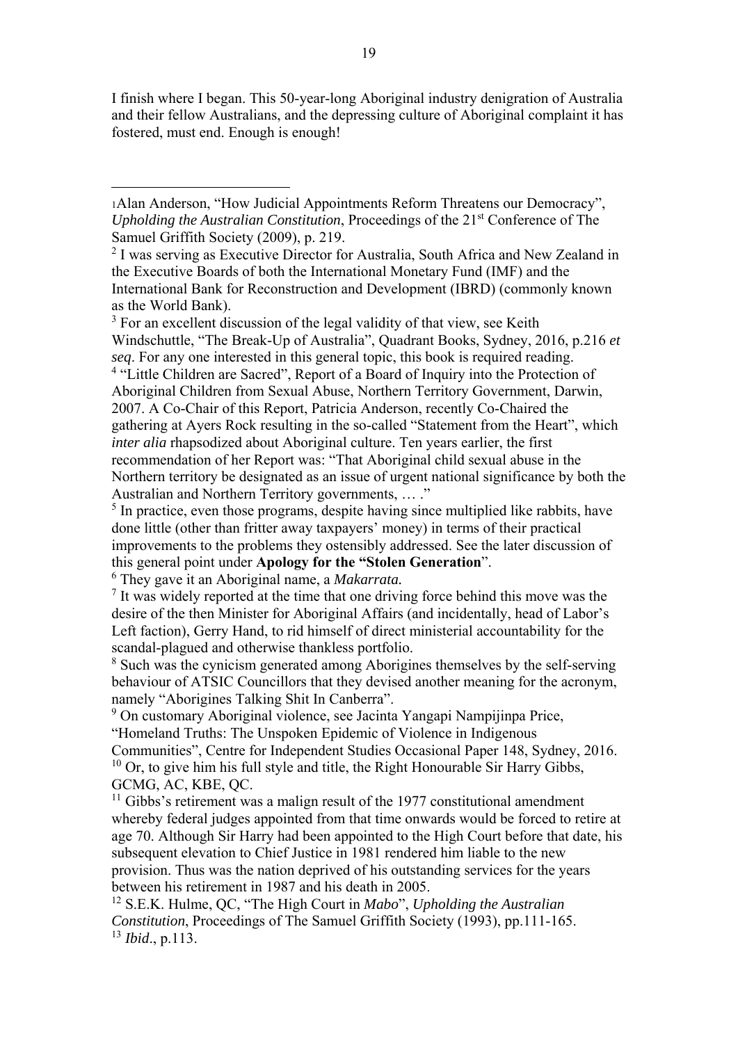I finish where I began. This 50-year-long Aboriginal industry denigration of Australia and their fellow Australians, and the depressing culture of Aboriginal complaint it has fostered, must end. Enough is enough!

---

[1] Alan Anderson, "How Judicial Appointments Reform Threatens our Democracy", *Upholding the Australian Constitution*, Proceedings of the 21st Conference of The Samuel Griffith Society (2009), p. 219.

[2] I was serving as Executive Director for Australia, South Africa and New Zealand in the Executive Boards of both the International Monetary Fund (IMF) and the International Bank for Reconstruction and Development (IBRD) (commonly known as the World Bank).

[3] For an excellent discussion of the legal validity of that view, see Keith Windschuttle, "The Break-Up of Australia", Quadrant Books, Sydney, 2016, p.216 *et seq*. For any one interested in this general topic, this book is required reading.

[4] "Little Children are Sacred", Report of a Board of Inquiry into the Protection of Aboriginal Children from Sexual Abuse, Northern Territory Government, Darwin, 2007. A Co-Chair of this Report, Patricia Anderson, recently Co-Chaired the gathering at Ayers Rock resulting in the so-called "Statement from the Heart", which *inter alia* rhapsodized about Aboriginal culture. Ten years earlier, the first recommendation of her Report was: "That Aboriginal child sexual abuse in the Northern territory be designated as an issue of urgent national significance by both the Australian and Northern Territory governments, … ."

[5] In practice, even those programs, despite having since multiplied like rabbits, have done little (other than fritter away taxpayers' money) in terms of their practical improvements to the problems they ostensibly addressed. See the later discussion of this general point under **Apology for the "Stolen Generation**".

[6] They gave it an Aboriginal name, a *Makarrata.*

[7] It was widely reported at the time that one driving force behind this move was the desire of the then Minister for Aboriginal Affairs (and incidentally, head of Labor's Left faction), Gerry Hand, to rid himself of direct ministerial accountability for the scandal-plagued and otherwise thankless portfolio.

[8] Such was the cynicism generated among Aborigines themselves by the self-serving behaviour of ATSIC Councillors that they devised another meaning for the acronym, namely "Aborigines Talking Shit In Canberra".

[9] On customary Aboriginal violence, see Jacinta Yangapi Nampijinpa Price, "Homeland Truths: The Unspoken Epidemic of Violence in Indigenous Communities", Centre for Independent Studies Occasional Paper 148, Sydney, 2016.

[10] Or, to give him his full style and title, the Right Honourable Sir Harry Gibbs, GCMG, AC, KBE, QC.

[11] Gibbs's retirement was a malign result of the 1977 constitutional amendment whereby federal judges appointed from that time onwards would be forced to retire at age 70. Although Sir Harry had been appointed to the High Court before that date, his subsequent elevation to Chief Justice in 1981 rendered him liable to the new provision. Thus was the nation deprived of his outstanding services for the years between his retirement in 1987 and his death in 2005.

[12] S.E.K. Hulme, QC, "The High Court in *Mabo*", *Upholding the Australian Constitution*, Proceedings of The Samuel Griffith Society (1993), pp.111-165.

[13] *Ibid*., p.113.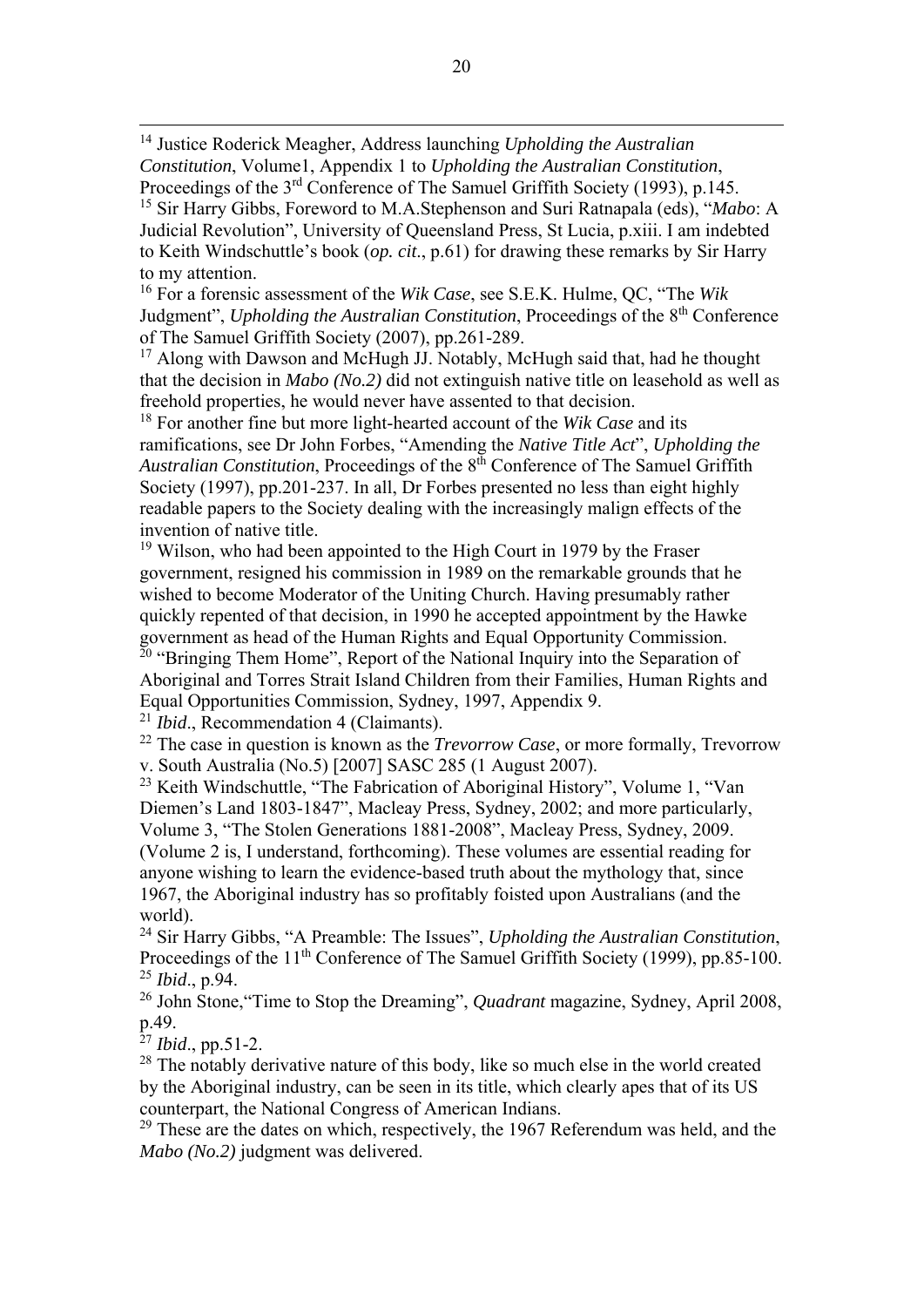[14] Justice Roderick Meagher, Address launching *Upholding the Australian Constitution*, Volume1, Appendix 1 to *Upholding the Australian Constitution*, Proceedings of the 3rd Conference of The Samuel Griffith Society (1993), p.145.

[15] Sir Harry Gibbs, Foreword to M.A.Stephenson and Suri Ratnapala (eds), "*Mabo*: A Judicial Revolution", University of Queensland Press, St Lucia, p.xiii. I am indebted to Keith Windschuttle's book (*op. cit*., p.61) for drawing these remarks by Sir Harry to my attention.

[16] For a forensic assessment of the *Wik Case*, see S.E.K. Hulme, QC, "The *Wik* Judgment", *Upholding the Australian Constitution*, Proceedings of the 8th Conference of The Samuel Griffith Society (2007), pp.261-289.

[17] Along with Dawson and McHugh JJ. Notably, McHugh said that, had he thought that the decision in *Mabo (No.2)* did not extinguish native title on leasehold as well as freehold properties, he would never have assented to that decision.

[18] For another fine but more light-hearted account of the *Wik Case* and its ramifications, see Dr John Forbes, "Amending the *Native Title Act*", *Upholding the Australian Constitution*, Proceedings of the 8th Conference of The Samuel Griffith Society (1997), pp.201-237. In all, Dr Forbes presented no less than eight highly readable papers to the Society dealing with the increasingly malign effects of the invention of native title.

[19] Wilson, who had been appointed to the High Court in 1979 by the Fraser government, resigned his commission in 1989 on the remarkable grounds that he wished to become Moderator of the Uniting Church. Having presumably rather quickly repented of that decision, in 1990 he accepted appointment by the Hawke government as head of the Human Rights and Equal Opportunity Commission.

[20] "Bringing Them Home", Report of the National Inquiry into the Separation of Aboriginal and Torres Strait Island Children from their Families, Human Rights and Equal Opportunities Commission, Sydney, 1997, Appendix 9.

[21] *Ibid*., Recommendation 4 (Claimants).

[22] The case in question is known as the *Trevorrow Case*, or more formally, Trevorrow v. South Australia (No.5) [2007] SASC 285 (1 August 2007).

[23] Keith Windschuttle, "The Fabrication of Aboriginal History", Volume 1, "Van Diemen's Land 1803-1847", Macleay Press, Sydney, 2002; and more particularly, Volume 3, "The Stolen Generations 1881-2008", Macleay Press, Sydney, 2009. (Volume 2 is, I understand, forthcoming). These volumes are essential reading for anyone wishing to learn the evidence-based truth about the mythology that, since 1967, the Aboriginal industry has so profitably foisted upon Australians (and the world).

[24] Sir Harry Gibbs, "A Preamble: The Issues", *Upholding the Australian Constitution*, Proceedings of the 11th Conference of The Samuel Griffith Society (1999), pp.85-100.

[25] *Ibid*., p.94.

[26] John Stone,"Time to Stop the Dreaming", *Quadrant* magazine, Sydney, April 2008, p.49.

[27] *Ibid*., pp.51-2.

[28] The notably derivative nature of this body, like so much else in the world created by the Aboriginal industry, can be seen in its title, which clearly apes that of its US counterpart, the National Congress of American Indians.

[29] These are the dates on which, respectively, the 1967 Referendum was held, and the *Mabo (No.2)* judgment was delivered.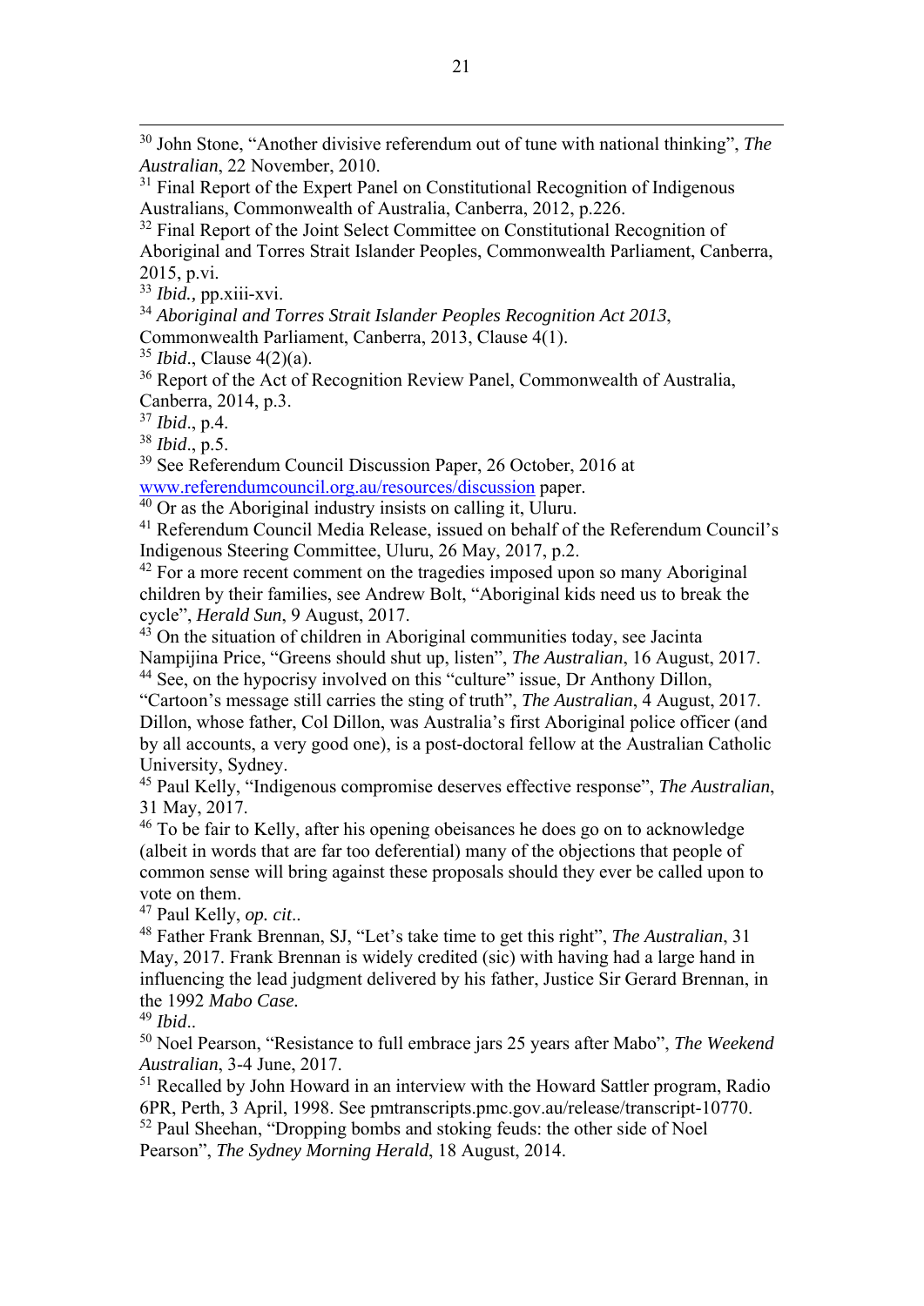[30] John Stone, "Another divisive referendum out of tune with national thinking", *The Australian*, 22 November, 2010.

[31] Final Report of the Expert Panel on Constitutional Recognition of Indigenous Australians, Commonwealth of Australia, Canberra, 2012, p.226.

[32] Final Report of the Joint Select Committee on Constitutional Recognition of Aboriginal and Torres Strait Islander Peoples, Commonwealth Parliament, Canberra, 2015, p.vi.

[33] *Ibid.,* pp.xiii-xvi.

[34] *Aboriginal and Torres Strait Islander Peoples Recognition Act 2013*, Commonwealth Parliament, Canberra, 2013, Clause 4(1).

[35] *Ibid*., Clause 4(2)(a).

[36] Report of the Act of Recognition Review Panel, Commonwealth of Australia, Canberra, 2014, p.3.

[37] *Ibid*., p.4.

[38] *Ibid*., p.5.

[39] See Referendum Council Discussion Paper, 26 October, 2016 at www.referendumcouncil.org.au/resources/discussion paper.

[40] Or as the Aboriginal industry insists on calling it, Uluru.

[41] Referendum Council Media Release, issued on behalf of the Referendum Council's Indigenous Steering Committee, Uluru, 26 May, 2017, p.2.

[42] For a more recent comment on the tragedies imposed upon so many Aboriginal children by their families, see Andrew Bolt, "Aboriginal kids need us to break the cycle", *Herald Sun*, 9 August, 2017.

[43] On the situation of children in Aboriginal communities today, see Jacinta Nampijina Price, "Greens should shut up, listen", *The Australian*, 16 August, 2017.

[44] See, on the hypocrisy involved on this "culture" issue, Dr Anthony Dillon, "Cartoon's message still carries the sting of truth", *The Australian*, 4 August, 2017. Dillon, whose father, Col Dillon, was Australia's first Aboriginal police officer (and by all accounts, a very good one), is a post-doctoral fellow at the Australian Catholic University, Sydney.

[45] Paul Kelly, "Indigenous compromise deserves effective response", *The Australian*, 31 May, 2017.

[46] To be fair to Kelly, after his opening obeisances he does go on to acknowledge (albeit in words that are far too deferential) many of the objections that people of common sense will bring against these proposals should they ever be called upon to vote on them.

[47] Paul Kelly, *op. cit*..

[48] Father Frank Brennan, SJ, "Let's take time to get this right", *The Australian*, 31 May, 2017. Frank Brennan is widely credited (sic) with having had a large hand in influencing the lead judgment delivered by his father, Justice Sir Gerard Brennan, in the 1992 *Mabo Case.*

[49] *Ibid*..

[50] Noel Pearson, "Resistance to full embrace jars 25 years after Mabo", *The Weekend Australian*, 3-4 June, 2017.

[51] Recalled by John Howard in an interview with the Howard Sattler program, Radio 6PR, Perth, 3 April, 1998. See pmtranscripts.pmc.gov.au/release/transcript-10770.

[52] Paul Sheehan, "Dropping bombs and stoking feuds: the other side of Noel Pearson", *The Sydney Morning Herald*, 18 August, 2014.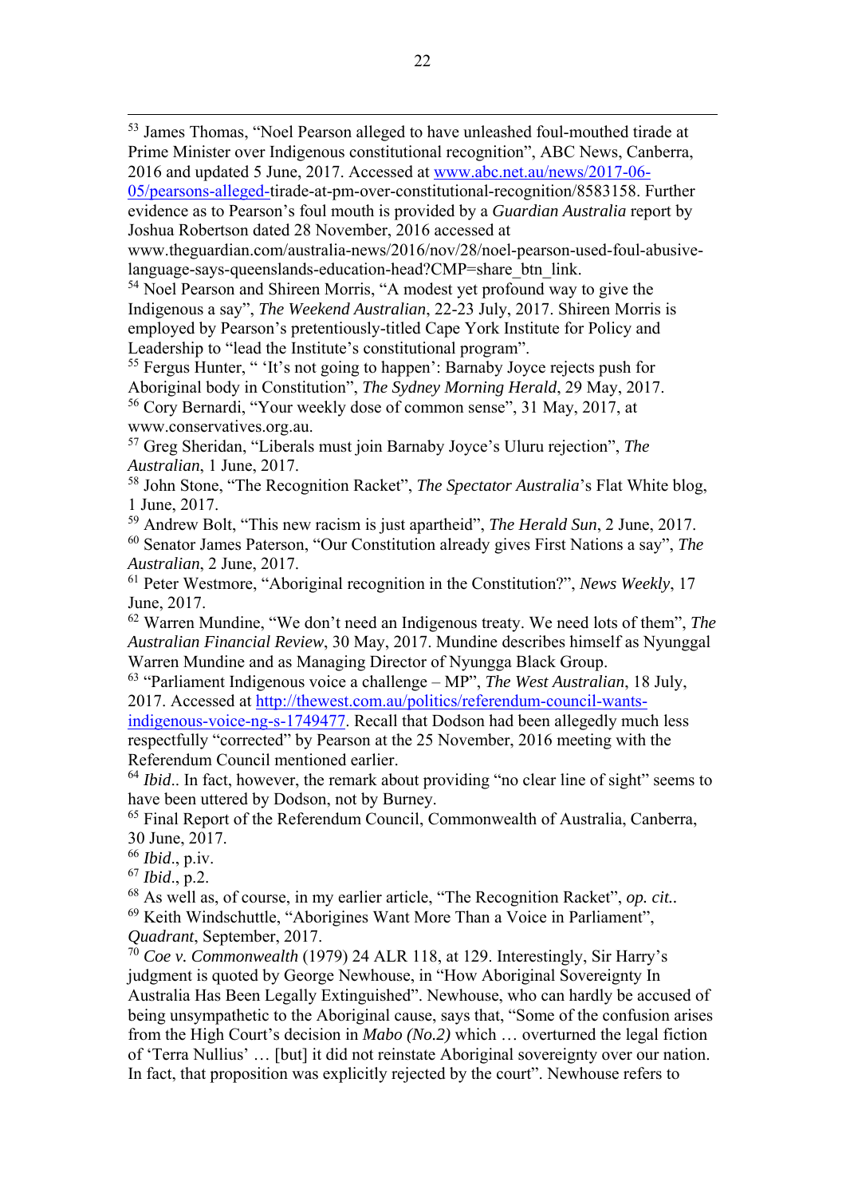[53] James Thomas, "Noel Pearson alleged to have unleashed foul-mouthed tirade at Prime Minister over Indigenous constitutional recognition", ABC News, Canberra, 2016 and updated 5 June, 2017. Accessed at www.abc.net.au/news/2017-06-05/pearsons-alleged-tirade-at-pm-over-constitutional-recognition/8583158. Further evidence as to Pearson's foul mouth is provided by a *Guardian Australia* report by Joshua Robertson dated 28 November, 2016 accessed at www.theguardian.com/australia-news/2016/nov/28/noel-pearson-used-foul-abusive-language-says-queenslands-education-head?CMP=share_btn_link.

[54] Noel Pearson and Shireen Morris, "A modest yet profound way to give the Indigenous a say", *The Weekend Australian*, 22-23 July, 2017. Shireen Morris is employed by Pearson's pretentiously-titled Cape York Institute for Policy and Leadership to "lead the Institute's constitutional program".

[55] Fergus Hunter, " 'It's not going to happen': Barnaby Joyce rejects push for Aboriginal body in Constitution", *The Sydney Morning Herald*, 29 May, 2017.

[56] Cory Bernardi, "Your weekly dose of common sense", 31 May, 2017, at www.conservatives.org.au.

[57] Greg Sheridan, "Liberals must join Barnaby Joyce's Uluru rejection", *The Australian*, 1 June, 2017.

[58] John Stone, "The Recognition Racket", *The Spectator Australia*'s Flat White blog, 1 June, 2017.

[59] Andrew Bolt, "This new racism is just apartheid", *The Herald Sun*, 2 June, 2017.

[60] Senator James Paterson, "Our Constitution already gives First Nations a say", *The Australian*, 2 June, 2017.

[61] Peter Westmore, "Aboriginal recognition in the Constitution?", *News Weekly*, 17 June, 2017.

[62] Warren Mundine, "We don't need an Indigenous treaty. We need lots of them", *The Australian Financial Review*, 30 May, 2017. Mundine describes himself as Nyunggal Warren Mundine and as Managing Director of Nyungga Black Group.

[63] "Parliament Indigenous voice a challenge – MP", *The West Australian*, 18 July, 2017. Accessed at http://thewest.com.au/politics/referendum-council-wants-indigenous-voice-ng-s-1749477. Recall that Dodson had been allegedly much less respectfully "corrected" by Pearson at the 25 November, 2016 meeting with the Referendum Council mentioned earlier.

[64] *Ibid*.. In fact, however, the remark about providing "no clear line of sight" seems to have been uttered by Dodson, not by Burney.

[65] Final Report of the Referendum Council, Commonwealth of Australia, Canberra, 30 June, 2017.

[66] *Ibid*., p.iv.

[67] *Ibid*., p.2.

[68] As well as, of course, in my earlier article, "The Recognition Racket", *op. cit.*.

[69] Keith Windschuttle, "Aborigines Want More Than a Voice in Parliament", *Quadrant*, September, 2017.

[70] *Coe v. Commonwealth* (1979) 24 ALR 118, at 129. Interestingly, Sir Harry's judgment is quoted by George Newhouse, in "How Aboriginal Sovereignty In Australia Has Been Legally Extinguished". Newhouse, who can hardly be accused of being unsympathetic to the Aboriginal cause, says that, "Some of the confusion arises from the High Court's decision in *Mabo (No.2)* which … overturned the legal fiction of 'Terra Nullius' … [but] it did not reinstate Aboriginal sovereignty over our nation. In fact, that proposition was explicitly rejected by the court". Newhouse refers to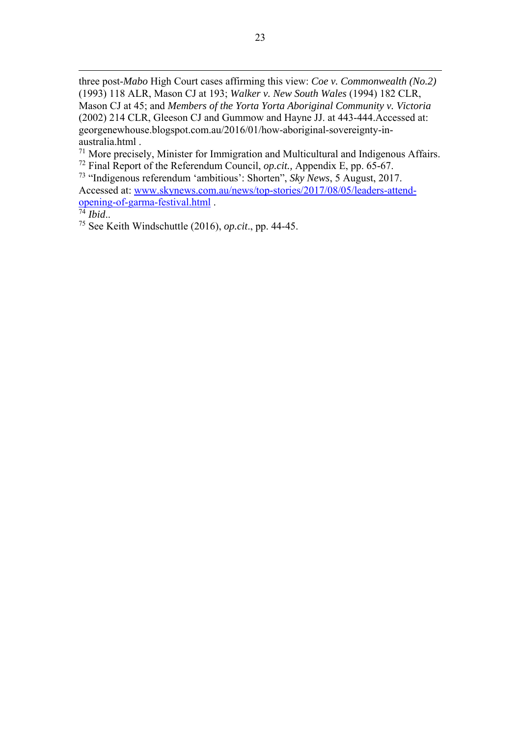three post-*Mabo* High Court cases affirming this view: *Coe v. Commonwealth (No.2)* (1993) 118 ALR, Mason CJ at 193; *Walker v. New South Wales* (1994) 182 CLR, Mason CJ at 45; and *Members of the Yorta Yorta Aboriginal Community v. Victoria* (2002) 214 CLR, Gleeson CJ and Gummow and Hayne JJ. at 443-444.Accessed at: georgenewhouse.blogspot.com.au/2016/01/how-aboriginal-sovereignty-in-australia.html .

[71] More precisely, Minister for Immigration and Multicultural and Indigenous Affairs.

[72] Final Report of the Referendum Council, *op.cit.,* Appendix E, pp. 65-67.

[73] "Indigenous referendum 'ambitious': Shorten", *Sky News*, 5 August, 2017. Accessed at: [www.skynews.com.au/news/top-stories/2017/08/05/leaders-attend-opening-of-garma-festival.html](www.skynews.com.au/news/top-stories/2017/08/05/leaders-attend-opening-of-garma-festival.html) .

[74] *Ibid*..

[75] See Keith Windschuttle (2016), *op.cit*., pp. 44-45.